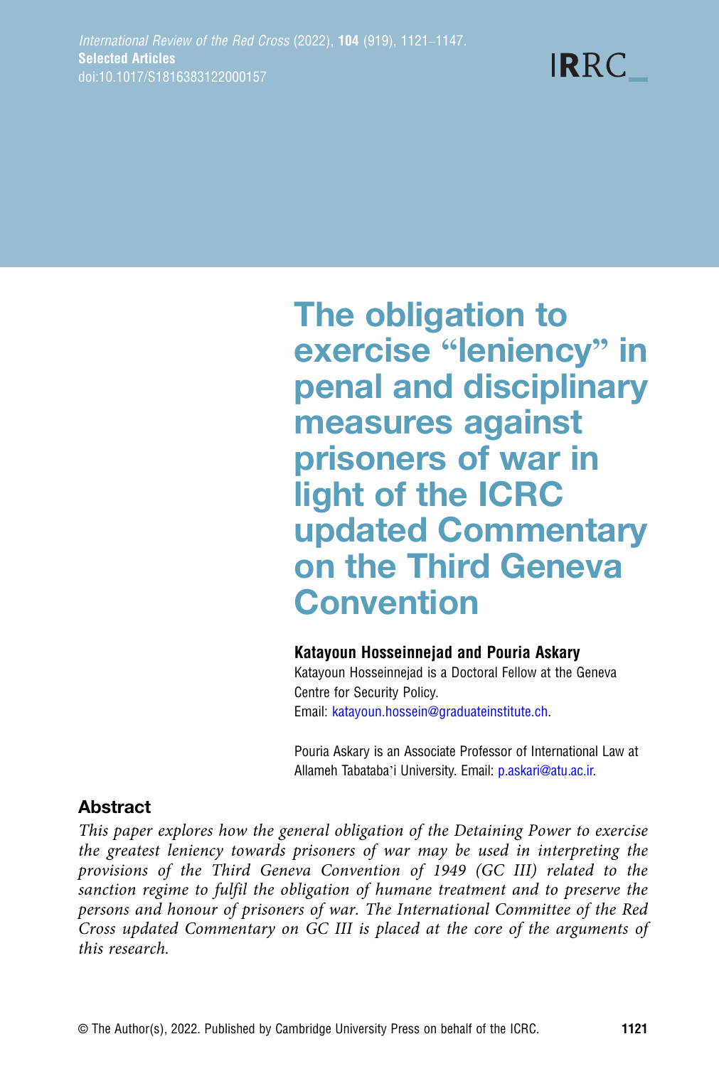# The obligation to exercise "leniency" in penal and disciplinary measures against prisoners of war in light of the ICRC updated Commentary on the Third Geneva Convention

**Katayoun Hosseinnejad and Pouria Askary**

Katayoun Hosseinnejad is a Doctoral Fellow at the Geneva Centre for Security Policy.
Email: katayoun.hossein@graduateinstitute.ch.

Pouria Askary is an Associate Professor of International Law at Allameh Tabataba'i University. Email: p.askari@atu.ac.ir.

## Abstract

*This paper explores how the general obligation of the Detaining Power to exercise the greatest leniency towards prisoners of war may be used in interpreting the provisions of the Third Geneva Convention of 1949 (GC III) related to the sanction regime to fulfil the obligation of humane treatment and to preserve the persons and honour of prisoners of war. The International Committee of the Red Cross updated Commentary on GC III is placed at the core of the arguments of this research.*

© The Author(s), 2022. Published by Cambridge University Press on behalf of the ICRC.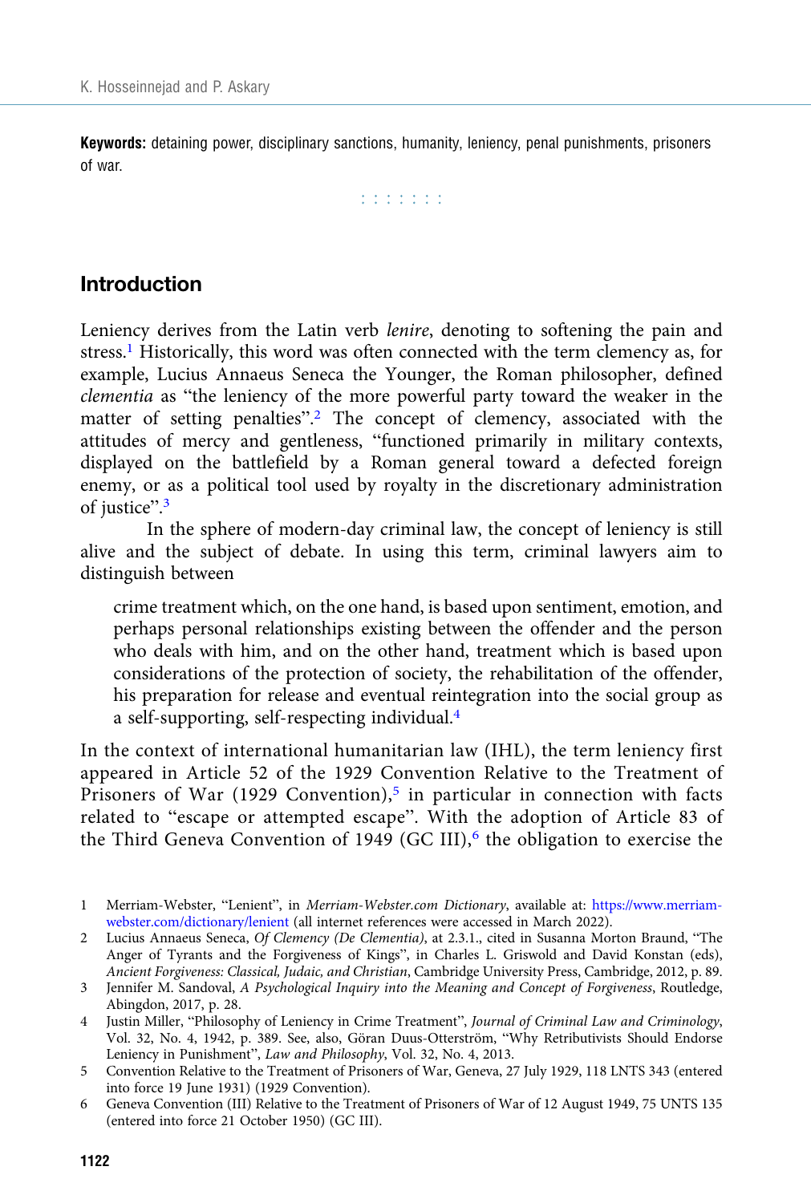**Keywords:** detaining power, disciplinary sanctions, humanity, leniency, penal punishments, prisoners of war.

: : : : : : :

## Introduction

Leniency derives from the Latin verb *lenire*, denoting to softening the pain and stress.[1] Historically, this word was often connected with the term clemency as, for example, Lucius Annaeus Seneca the Younger, the Roman philosopher, defined *clementia* as "the leniency of the more powerful party toward the weaker in the matter of setting penalties".[2] The concept of clemency, associated with the attitudes of mercy and gentleness, "functioned primarily in military contexts, displayed on the battlefield by a Roman general toward a defected foreign enemy, or as a political tool used by royalty in the discretionary administration of justice".[3]

In the sphere of modern-day criminal law, the concept of leniency is still alive and the subject of debate. In using this term, criminal lawyers aim to distinguish between

> crime treatment which, on the one hand, is based upon sentiment, emotion, and perhaps personal relationships existing between the offender and the person who deals with him, and on the other hand, treatment which is based upon considerations of the protection of society, the rehabilitation of the offender, his preparation for release and eventual reintegration into the social group as a self-supporting, self-respecting individual.[4]

In the context of international humanitarian law (IHL), the term leniency first appeared in Article 52 of the 1929 Convention Relative to the Treatment of Prisoners of War (1929 Convention),[5] in particular in connection with facts related to "escape or attempted escape". With the adoption of Article 83 of the Third Geneva Convention of 1949 (GC III),[6] the obligation to exercise the

---

1 Merriam-Webster, "Lenient", in *Merriam-Webster.com Dictionary*, available at: https://www.merriam-webster.com/dictionary/lenient (all internet references were accessed in March 2022).

2 Lucius Annaeus Seneca, *Of Clemency (De Clementia)*, at 2.3.1., cited in Susanna Morton Braund, "The Anger of Tyrants and the Forgiveness of Kings", in Charles L. Griswold and David Konstan (eds), *Ancient Forgiveness: Classical, Judaic, and Christian*, Cambridge University Press, Cambridge, 2012, p. 89.

3 Jennifer M. Sandoval, *A Psychological Inquiry into the Meaning and Concept of Forgiveness*, Routledge, Abingdon, 2017, p. 28.

4 Justin Miller, "Philosophy of Leniency in Crime Treatment", *Journal of Criminal Law and Criminology*, Vol. 32, No. 4, 1942, p. 389. See, also, Göran Duus-Otterström, "Why Retributivists Should Endorse Leniency in Punishment", *Law and Philosophy*, Vol. 32, No. 4, 2013.

5 Convention Relative to the Treatment of Prisoners of War, Geneva, 27 July 1929, 118 LNTS 343 (entered into force 19 June 1931) (1929 Convention).

6 Geneva Convention (III) Relative to the Treatment of Prisoners of War of 12 August 1949, 75 UNTS 135 (entered into force 21 October 1950) (GC III).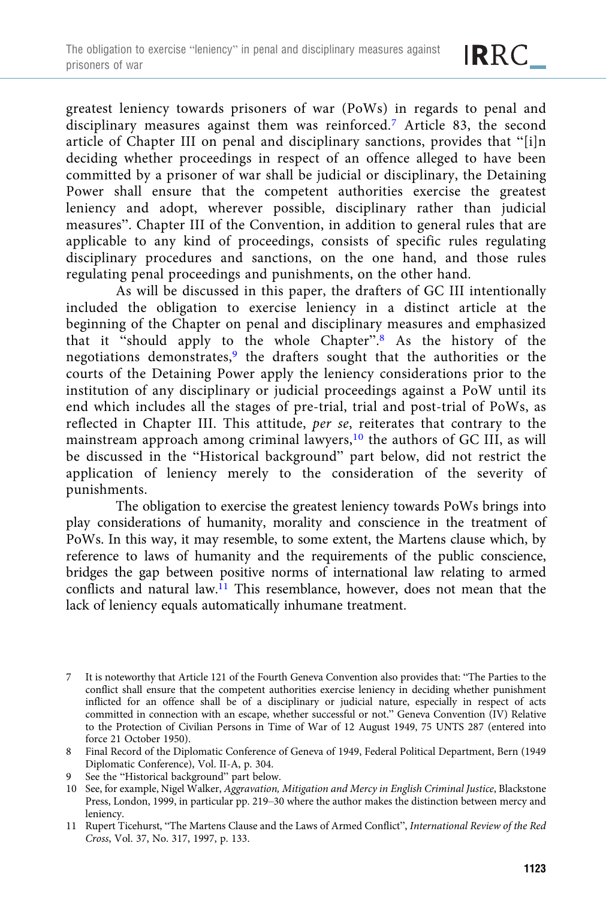greatest leniency towards prisoners of war (PoWs) in regards to penal and disciplinary measures against them was reinforced.[7] Article 83, the second article of Chapter III on penal and disciplinary sanctions, provides that "[i]n deciding whether proceedings in respect of an offence alleged to have been committed by a prisoner of war shall be judicial or disciplinary, the Detaining Power shall ensure that the competent authorities exercise the greatest leniency and adopt, wherever possible, disciplinary rather than judicial measures". Chapter III of the Convention, in addition to general rules that are applicable to any kind of proceedings, consists of specific rules regulating disciplinary procedures and sanctions, on the one hand, and those rules regulating penal proceedings and punishments, on the other hand.

As will be discussed in this paper, the drafters of GC III intentionally included the obligation to exercise leniency in a distinct article at the beginning of the Chapter on penal and disciplinary measures and emphasized that it "should apply to the whole Chapter".[8] As the history of the negotiations demonstrates,[9] the drafters sought that the authorities or the courts of the Detaining Power apply the leniency considerations prior to the institution of any disciplinary or judicial proceedings against a PoW until its end which includes all the stages of pre-trial, trial and post-trial of PoWs, as reflected in Chapter III. This attitude, *per se*, reiterates that contrary to the mainstream approach among criminal lawyers,[10] the authors of GC III, as will be discussed in the "Historical background" part below, did not restrict the application of leniency merely to the consideration of the severity of punishments.

The obligation to exercise the greatest leniency towards PoWs brings into play considerations of humanity, morality and conscience in the treatment of PoWs. In this way, it may resemble, to some extent, the Martens clause which, by reference to laws of humanity and the requirements of the public conscience, bridges the gap between positive norms of international law relating to armed conflicts and natural law.[11] This resemblance, however, does not mean that the lack of leniency equals automatically inhumane treatment.

---

7 It is noteworthy that Article 121 of the Fourth Geneva Convention also provides that: "The Parties to the conflict shall ensure that the competent authorities exercise leniency in deciding whether punishment inflicted for an offence shall be of a disciplinary or judicial nature, especially in respect of acts committed in connection with an escape, whether successful or not." Geneva Convention (IV) Relative to the Protection of Civilian Persons in Time of War of 12 August 1949, 75 UNTS 287 (entered into force 21 October 1950).

8 Final Record of the Diplomatic Conference of Geneva of 1949, Federal Political Department, Bern (1949 Diplomatic Conference), Vol. II-A, p. 304.

9 See the "Historical background" part below.

10 See, for example, Nigel Walker, *Aggravation, Mitigation and Mercy in English Criminal Justice*, Blackstone Press, London, 1999, in particular pp. 219–30 where the author makes the distinction between mercy and leniency.

11 Rupert Ticehurst, "The Martens Clause and the Laws of Armed Conflict", *International Review of the Red Cross*, Vol. 37, No. 317, 1997, p. 133.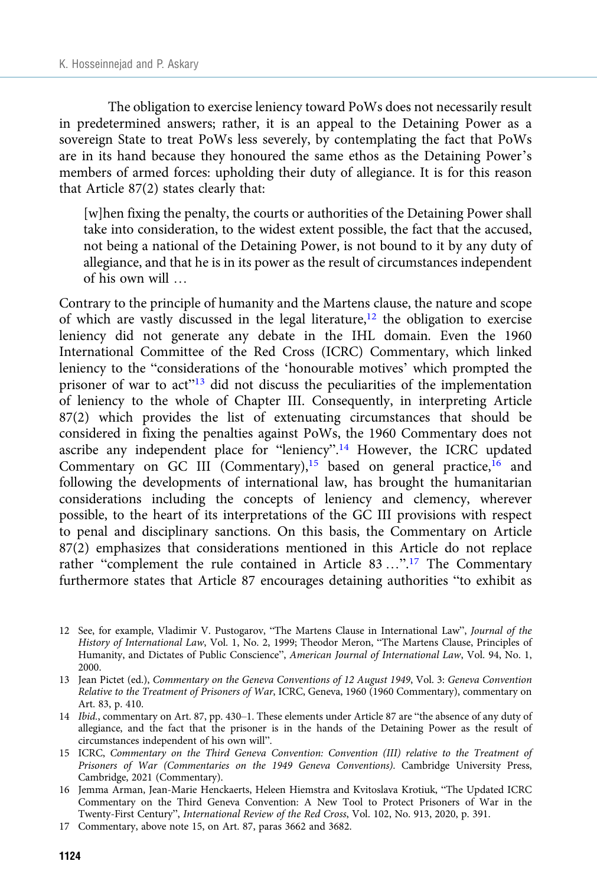The obligation to exercise leniency toward PoWs does not necessarily result in predetermined answers; rather, it is an appeal to the Detaining Power as a sovereign State to treat PoWs less severely, by contemplating the fact that PoWs are in its hand because they honoured the same ethos as the Detaining Power's members of armed forces: upholding their duty of allegiance. It is for this reason that Article 87(2) states clearly that:

> [w]hen fixing the penalty, the courts or authorities of the Detaining Power shall take into consideration, to the widest extent possible, the fact that the accused, not being a national of the Detaining Power, is not bound to it by any duty of allegiance, and that he is in its power as the result of circumstances independent of his own will …

Contrary to the principle of humanity and the Martens clause, the nature and scope of which are vastly discussed in the legal literature,[12] the obligation to exercise leniency did not generate any debate in the IHL domain. Even the 1960 International Committee of the Red Cross (ICRC) Commentary, which linked leniency to the "considerations of the 'honourable motives' which prompted the prisoner of war to act"[13] did not discuss the peculiarities of the implementation of leniency to the whole of Chapter III. Consequently, in interpreting Article 87(2) which provides the list of extenuating circumstances that should be considered in fixing the penalties against PoWs, the 1960 Commentary does not ascribe any independent place for "leniency".[14] However, the ICRC updated Commentary on GC III (Commentary),[15] based on general practice,[16] and following the developments of international law, has brought the humanitarian considerations including the concepts of leniency and clemency, wherever possible, to the heart of its interpretations of the GC III provisions with respect to penal and disciplinary sanctions. On this basis, the Commentary on Article 87(2) emphasizes that considerations mentioned in this Article do not replace rather "complement the rule contained in Article 83 …".[17] The Commentary furthermore states that Article 87 encourages detaining authorities "to exhibit as

12 See, for example, Vladimir V. Pustogarov, "The Martens Clause in International Law", *Journal of the History of International Law*, Vol. 1, No. 2, 1999; Theodor Meron, "The Martens Clause, Principles of Humanity, and Dictates of Public Conscience", *American Journal of International Law*, Vol. 94, No. 1, 2000.

13 Jean Pictet (ed.), *Commentary on the Geneva Conventions of 12 August 1949*, Vol. 3: *Geneva Convention Relative to the Treatment of Prisoners of War*, ICRC, Geneva, 1960 (1960 Commentary), commentary on Art. 83, p. 410.

14 *Ibid.*, commentary on Art. 87, pp. 430–1. These elements under Article 87 are "the absence of any duty of allegiance, and the fact that the prisoner is in the hands of the Detaining Power as the result of circumstances independent of his own will".

15 ICRC, *Commentary on the Third Geneva Convention: Convention (III) relative to the Treatment of Prisoners of War (Commentaries on the 1949 Geneva Conventions)*. Cambridge University Press, Cambridge, 2021 (Commentary).

16 Jemma Arman, Jean-Marie Henckaerts, Heleen Hiemstra and Kvitoslava Krotiuk, "The Updated ICRC Commentary on the Third Geneva Convention: A New Tool to Protect Prisoners of War in the Twenty-First Century", *International Review of the Red Cross*, Vol. 102, No. 913, 2020, p. 391.

17 Commentary, above note 15, on Art. 87, paras 3662 and 3682.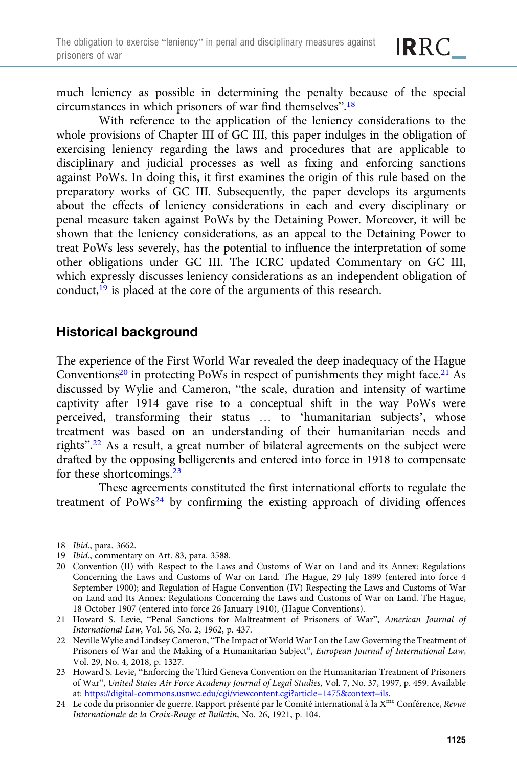much leniency as possible in determining the penalty because of the special circumstances in which prisoners of war find themselves".[18]

With reference to the application of the leniency considerations to the whole provisions of Chapter III of GC III, this paper indulges in the obligation of exercising leniency regarding the laws and procedures that are applicable to disciplinary and judicial processes as well as fixing and enforcing sanctions against PoWs. In doing this, it first examines the origin of this rule based on the preparatory works of GC III. Subsequently, the paper develops its arguments about the effects of leniency considerations in each and every disciplinary or penal measure taken against PoWs by the Detaining Power. Moreover, it will be shown that the leniency considerations, as an appeal to the Detaining Power to treat PoWs less severely, has the potential to influence the interpretation of some other obligations under GC III. The ICRC updated Commentary on GC III, which expressly discusses leniency considerations as an independent obligation of conduct,[19] is placed at the core of the arguments of this research.

## Historical background

The experience of the First World War revealed the deep inadequacy of the Hague Conventions[20] in protecting PoWs in respect of punishments they might face.[21] As discussed by Wylie and Cameron, "the scale, duration and intensity of wartime captivity after 1914 gave rise to a conceptual shift in the way PoWs were perceived, transforming their status … to 'humanitarian subjects', whose treatment was based on an understanding of their humanitarian needs and rights".[22] As a result, a great number of bilateral agreements on the subject were drafted by the opposing belligerents and entered into force in 1918 to compensate for these shortcomings.[23]

These agreements constituted the first international efforts to regulate the treatment of PoWs[24] by confirming the existing approach of dividing offences

18 *Ibid.*, para. 3662.

19 *Ibid.*, commentary on Art. 83, para. 3588.

20 Convention (II) with Respect to the Laws and Customs of War on Land and its Annex: Regulations Concerning the Laws and Customs of War on Land. The Hague, 29 July 1899 (entered into force 4 September 1900); and Regulation of Hague Convention (IV) Respecting the Laws and Customs of War on Land and Its Annex: Regulations Concerning the Laws and Customs of War on Land. The Hague, 18 October 1907 (entered into force 26 January 1910), (Hague Conventions).

21 Howard S. Levie, "Penal Sanctions for Maltreatment of Prisoners of War", *American Journal of International Law*, Vol. 56, No. 2, 1962, p. 437.

22 Neville Wylie and Lindsey Cameron, "The Impact of World War I on the Law Governing the Treatment of Prisoners of War and the Making of a Humanitarian Subject", *European Journal of International Law*, Vol. 29, No. 4, 2018, p. 1327.

23 Howard S. Levie, "Enforcing the Third Geneva Convention on the Humanitarian Treatment of Prisoners of War", *United States Air Force Academy Journal of Legal Studies*, Vol. 7, No. 37, 1997, p. 459. Available at: https://digital-commons.usnwc.edu/cgi/viewcontent.cgi?article=1475&context=ils.

24 Le code du prisonnier de guerre. Rapport présenté par le Comité international à la X[me] Conférence, *Revue Internationale de la Croix-Rouge et Bulletin*, No. 26, 1921, p. 104.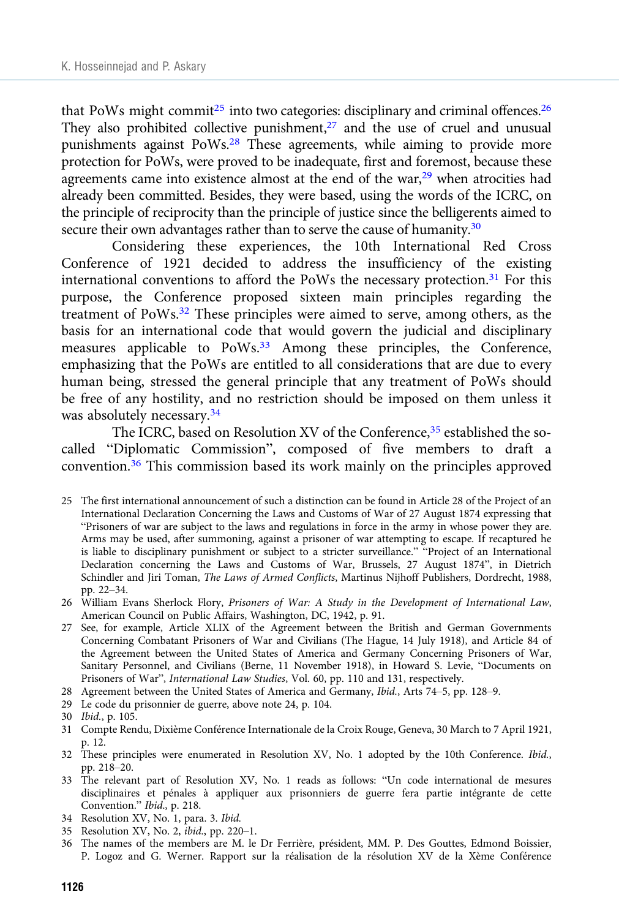that PoWs might commit[25] into two categories: disciplinary and criminal offences.[26] They also prohibited collective punishment,[27] and the use of cruel and unusual punishments against PoWs.[28] These agreements, while aiming to provide more protection for PoWs, were proved to be inadequate, first and foremost, because these agreements came into existence almost at the end of the war,[29] when atrocities had already been committed. Besides, they were based, using the words of the ICRC, on the principle of reciprocity than the principle of justice since the belligerents aimed to secure their own advantages rather than to serve the cause of humanity.[30]

Considering these experiences, the 10th International Red Cross Conference of 1921 decided to address the insufficiency of the existing international conventions to afford the PoWs the necessary protection.[31] For this purpose, the Conference proposed sixteen main principles regarding the treatment of PoWs.[32] These principles were aimed to serve, among others, as the basis for an international code that would govern the judicial and disciplinary measures applicable to PoWs.[33] Among these principles, the Conference, emphasizing that the PoWs are entitled to all considerations that are due to every human being, stressed the general principle that any treatment of PoWs should be free of any hostility, and no restriction should be imposed on them unless it was absolutely necessary.[34]

The ICRC, based on Resolution XV of the Conference,[35] established the so-called "Diplomatic Commission", composed of five members to draft a convention.[36] This commission based its work mainly on the principles approved

25 The first international announcement of such a distinction can be found in Article 28 of the Project of an International Declaration Concerning the Laws and Customs of War of 27 August 1874 expressing that "Prisoners of war are subject to the laws and regulations in force in the army in whose power they are. Arms may be used, after summoning, against a prisoner of war attempting to escape. If recaptured he is liable to disciplinary punishment or subject to a stricter surveillance." "Project of an International Declaration concerning the Laws and Customs of War, Brussels, 27 August 1874", in Dietrich Schindler and Jiri Toman, *The Laws of Armed Conflicts*, Martinus Nijhoff Publishers, Dordrecht, 1988, pp. 22–34.

26 William Evans Sherlock Flory, *Prisoners of War: A Study in the Development of International Law*, American Council on Public Affairs, Washington, DC, 1942, p. 91.

27 See, for example, Article XLIX of the Agreement between the British and German Governments Concerning Combatant Prisoners of War and Civilians (The Hague, 14 July 1918), and Article 84 of the Agreement between the United States of America and Germany Concerning Prisoners of War, Sanitary Personnel, and Civilians (Berne, 11 November 1918), in Howard S. Levie, "Documents on Prisoners of War", *International Law Studies*, Vol. 60, pp. 110 and 131, respectively.

28 Agreement between the United States of America and Germany, *Ibid.*, Arts 74–5, pp. 128–9.

29 Le code du prisonnier de guerre, above note 24, p. 104.

30 *Ibid.*, p. 105.

31 Compte Rendu, Dixième Conférence Internationale de la Croix Rouge, Geneva, 30 March to 7 April 1921, p. 12.

32 These principles were enumerated in Resolution XV, No. 1 adopted by the 10th Conference. *Ibid.*, pp. 218–20.

33 The relevant part of Resolution XV, No. 1 reads as follows: "Un code international de mesures disciplinaires et pénales à appliquer aux prisonniers de guerre fera partie intégrante de cette Convention." *Ibid.*, p. 218.

34 Resolution XV, No. 1, para. 3. *Ibid.*

35 Resolution XV, No. 2, *ibid.*, pp. 220–1.

36 The names of the members are M. le Dr Ferrière, président, MM. P. Des Gouttes, Edmond Boissier, P. Logoz and G. Werner. Rapport sur la réalisation de la résolution XV de la Xème Conférence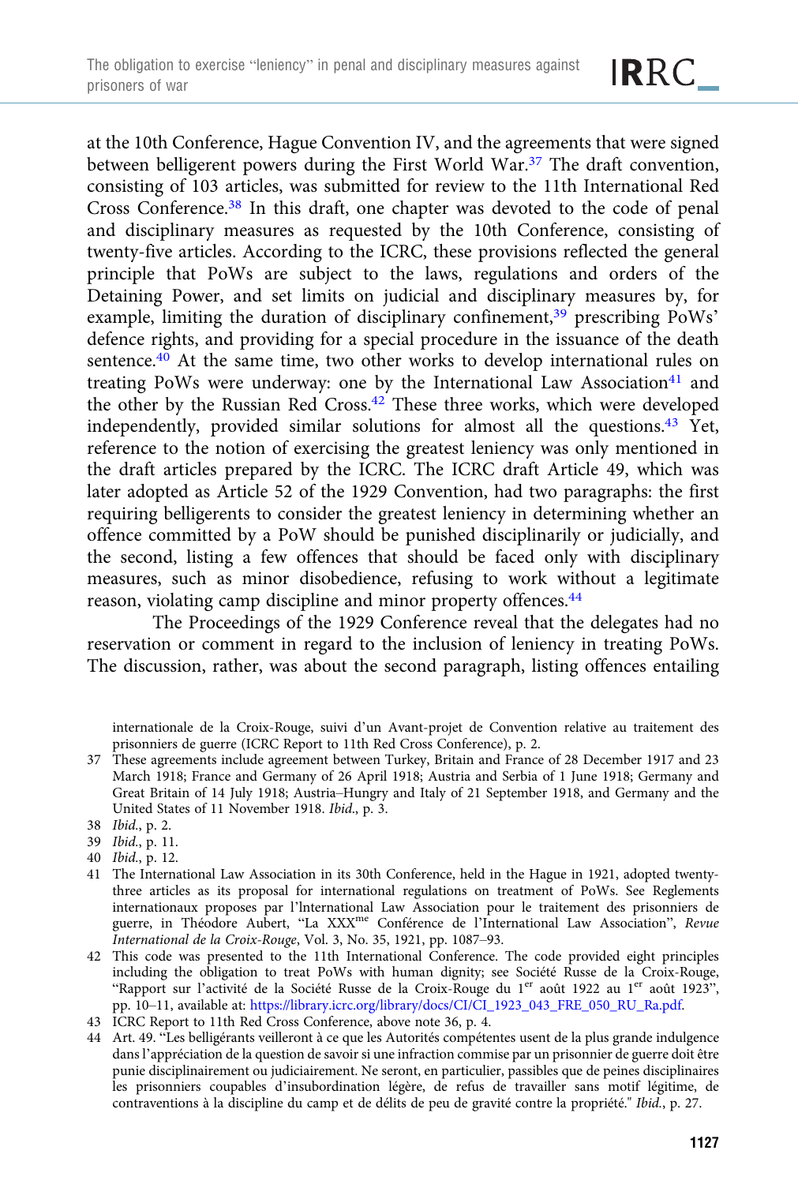at the 10th Conference, Hague Convention IV, and the agreements that were signed between belligerent powers during the First World War.[37] The draft convention, consisting of 103 articles, was submitted for review to the 11th International Red Cross Conference.[38] In this draft, one chapter was devoted to the code of penal and disciplinary measures as requested by the 10th Conference, consisting of twenty-five articles. According to the ICRC, these provisions reflected the general principle that PoWs are subject to the laws, regulations and orders of the Detaining Power, and set limits on judicial and disciplinary measures by, for example, limiting the duration of disciplinary confinement,[39] prescribing PoWs' defence rights, and providing for a special procedure in the issuance of the death sentence.[40] At the same time, two other works to develop international rules on treating PoWs were underway: one by the International Law Association[41] and the other by the Russian Red Cross.[42] These three works, which were developed independently, provided similar solutions for almost all the questions.[43] Yet, reference to the notion of exercising the greatest leniency was only mentioned in the draft articles prepared by the ICRC. The ICRC draft Article 49, which was later adopted as Article 52 of the 1929 Convention, had two paragraphs: the first requiring belligerents to consider the greatest leniency in determining whether an offence committed by a PoW should be punished disciplinarily or judicially, and the second, listing a few offences that should be faced only with disciplinary measures, such as minor disobedience, refusing to work without a legitimate reason, violating camp discipline and minor property offences.[44]

The Proceedings of the 1929 Conference reveal that the delegates had no reservation or comment in regard to the inclusion of leniency in treating PoWs. The discussion, rather, was about the second paragraph, listing offences entailing

internationale de la Croix-Rouge, suivi d'un Avant-projet de Convention relative au traitement des prisonniers de guerre (ICRC Report to 11th Red Cross Conference), p. 2.

37 These agreements include agreement between Turkey, Britain and France of 28 December 1917 and 23 March 1918; France and Germany of 26 April 1918; Austria and Serbia of 1 June 1918; Germany and Great Britain of 14 July 1918; Austria–Hungry and Italy of 21 September 1918, and Germany and the United States of 11 November 1918. *Ibid.*, p. 3.

38 *Ibid.*, p. 2.

39 *Ibid.*, p. 11.

40 *Ibid.*, p. 12.

41 The International Law Association in its 30th Conference, held in the Hague in 1921, adopted twenty-three articles as its proposal for international regulations on treatment of PoWs. See Reglements internationaux proposes par l'International Law Association pour le traitement des prisonniers de guerre, in Théodore Aubert, "La XXX[me] Conférence de l'International Law Association", *Revue International de la Croix-Rouge*, Vol. 3, No. 35, 1921, pp. 1087–93.

42 This code was presented to the 11th International Conference. The code provided eight principles including the obligation to treat PoWs with human dignity; see Société Russe de la Croix-Rouge, "Rapport sur l'activité de la Société Russe de la Croix-Rouge du 1[er] août 1922 au 1[er] août 1923", pp. 10–11, available at: https://library.icrc.org/library/docs/CI/CI_1923_043_FRE_050_RU_Ra.pdf.

43 ICRC Report to 11th Red Cross Conference, above note 36, p. 4.

44 Art. 49. "Les belligérants veilleront à ce que les Autorités compétentes usent de la plus grande indulgence dans l'appréciation de la question de savoir si une infraction commise par un prisonnier de guerre doit être punie disciplinairement ou judiciairement. Ne seront, en particulier, passibles que de peines disciplinaires les prisonniers coupables d'insubordination légère, de refus de travailler sans motif légitime, de contraventions à la discipline du camp et de délits de peu de gravité contre la propriété." *Ibid.*, p. 27.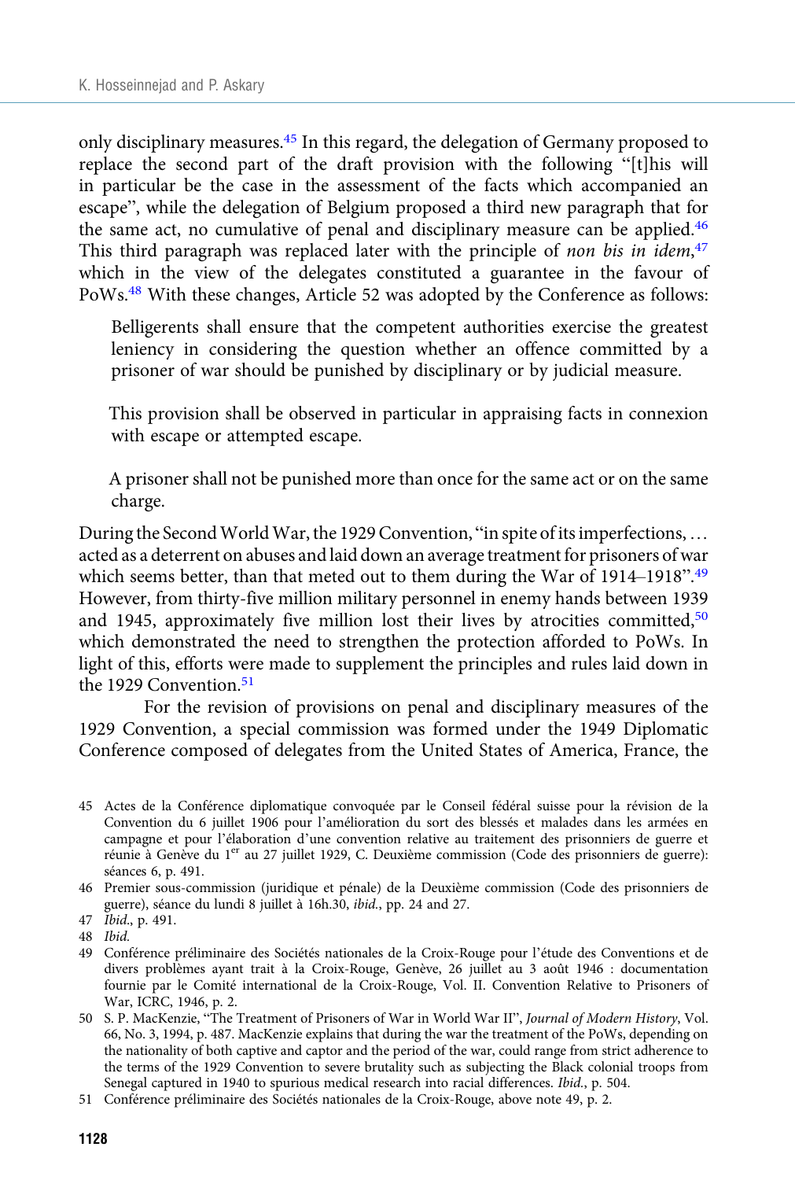only disciplinary measures.[45] In this regard, the delegation of Germany proposed to replace the second part of the draft provision with the following "[t]his will in particular be the case in the assessment of the facts which accompanied an escape", while the delegation of Belgium proposed a third new paragraph that for the same act, no cumulative of penal and disciplinary measure can be applied.[46] This third paragraph was replaced later with the principle of *non bis in idem*,[47] which in the view of the delegates constituted a guarantee in the favour of PoWs.[48] With these changes, Article 52 was adopted by the Conference as follows:

> Belligerents shall ensure that the competent authorities exercise the greatest leniency in considering the question whether an offence committed by a prisoner of war should be punished by disciplinary or by judicial measure.
>
> This provision shall be observed in particular in appraising facts in connexion with escape or attempted escape.
>
> A prisoner shall not be punished more than once for the same act or on the same charge.

During the Second World War, the 1929 Convention, "in spite of its imperfections, … acted as a deterrent on abuses and laid down an average treatment for prisoners of war which seems better, than that meted out to them during the War of 1914–1918".[49] However, from thirty-five million military personnel in enemy hands between 1939 and 1945, approximately five million lost their lives by atrocities committed,[50] which demonstrated the need to strengthen the protection afforded to PoWs. In light of this, efforts were made to supplement the principles and rules laid down in the 1929 Convention.[51]

For the revision of provisions on penal and disciplinary measures of the 1929 Convention, a special commission was formed under the 1949 Diplomatic Conference composed of delegates from the United States of America, France, the

---

45 Actes de la Conférence diplomatique convoquée par le Conseil fédéral suisse pour la révision de la Convention du 6 juillet 1906 pour l'amélioration du sort des blessés et malades dans les armées en campagne et pour l'élaboration d'une convention relative au traitement des prisonniers de guerre et réunie à Genève du 1er au 27 juillet 1929, C. Deuxième commission (Code des prisonniers de guerre): séances 6, p. 491.

46 Premier sous-commission (juridique et pénale) de la Deuxième commission (Code des prisonniers de guerre), séance du lundi 8 juillet à 16h.30, *ibid.*, pp. 24 and 27.

47 *Ibid.*, p. 491.

48 *Ibid.*

49 Conférence préliminaire des Sociétés nationales de la Croix-Rouge pour l'étude des Conventions et de divers problèmes ayant trait à la Croix-Rouge, Genève, 26 juillet au 3 août 1946 : documentation fournie par le Comité international de la Croix-Rouge, Vol. II. Convention Relative to Prisoners of War, ICRC, 1946, p. 2.

50 S. P. MacKenzie, "The Treatment of Prisoners of War in World War II", *Journal of Modern History*, Vol. 66, No. 3, 1994, p. 487. MacKenzie explains that during the war the treatment of the PoWs, depending on the nationality of both captive and captor and the period of the war, could range from strict adherence to the terms of the 1929 Convention to severe brutality such as subjecting the Black colonial troops from Senegal captured in 1940 to spurious medical research into racial differences. *Ibid.*, p. 504.

51 Conférence préliminaire des Sociétés nationales de la Croix-Rouge, above note 49, p. 2.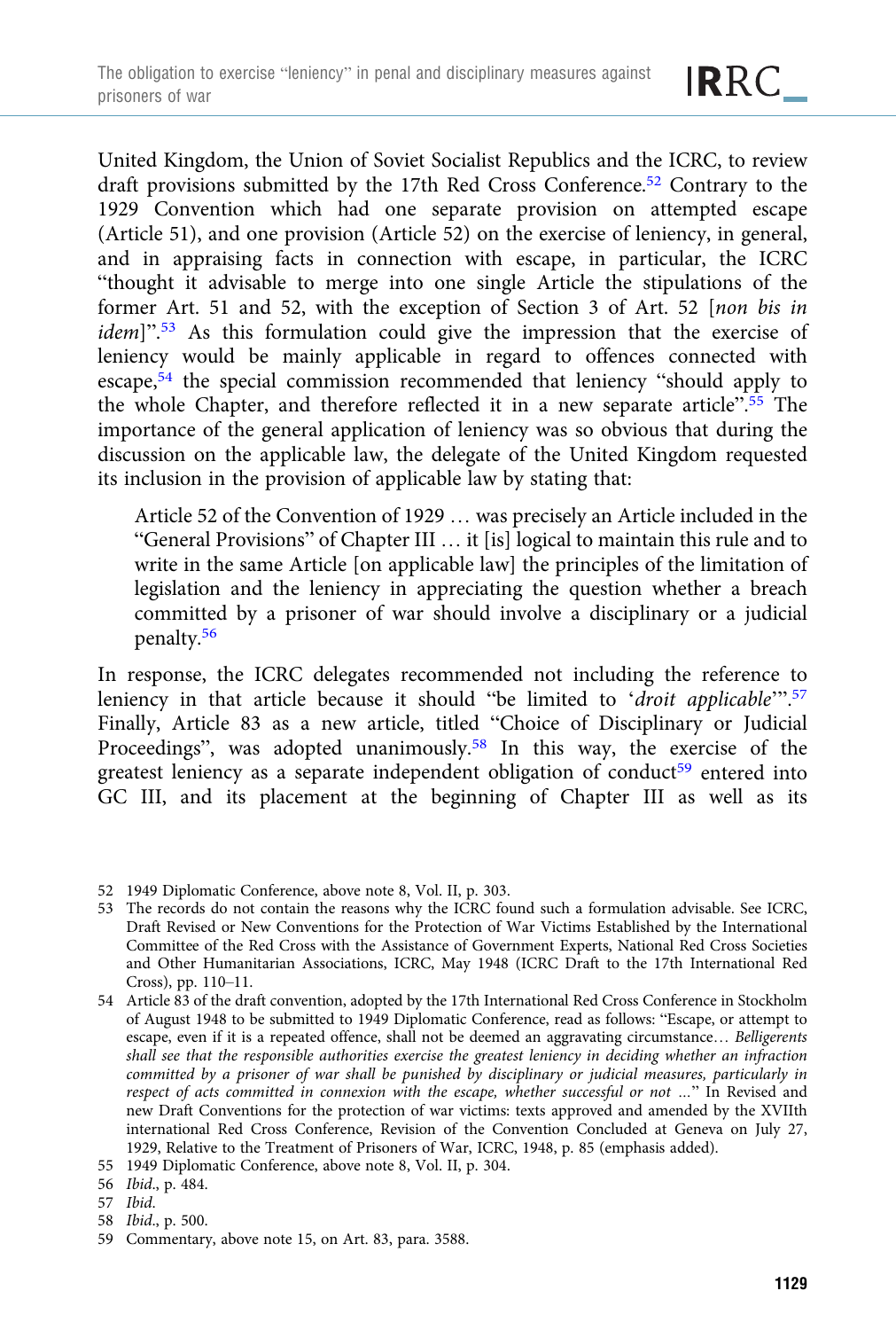United Kingdom, the Union of Soviet Socialist Republics and the ICRC, to review draft provisions submitted by the 17th Red Cross Conference.[52] Contrary to the 1929 Convention which had one separate provision on attempted escape (Article 51), and one provision (Article 52) on the exercise of leniency, in general, and in appraising facts in connection with escape, in particular, the ICRC "thought it advisable to merge into one single Article the stipulations of the former Art. 51 and 52, with the exception of Section 3 of Art. 52 [*non bis in idem*]".[53] As this formulation could give the impression that the exercise of leniency would be mainly applicable in regard to offences connected with escape,[54] the special commission recommended that leniency "should apply to the whole Chapter, and therefore reflected it in a new separate article".[55] The importance of the general application of leniency was so obvious that during the discussion on the applicable law, the delegate of the United Kingdom requested its inclusion in the provision of applicable law by stating that:

> Article 52 of the Convention of 1929 … was precisely an Article included in the "General Provisions" of Chapter III … it [is] logical to maintain this rule and to write in the same Article [on applicable law] the principles of the limitation of legislation and the leniency in appreciating the question whether a breach committed by a prisoner of war should involve a disciplinary or a judicial penalty.[56]

In response, the ICRC delegates recommended not including the reference to leniency in that article because it should "be limited to '*droit applicable*'".[57] Finally, Article 83 as a new article, titled "Choice of Disciplinary or Judicial Proceedings", was adopted unanimously.[58] In this way, the exercise of the greatest leniency as a separate independent obligation of conduct[59] entered into GC III, and its placement at the beginning of Chapter III as well as its

---

52 1949 Diplomatic Conference, above note 8, Vol. II, p. 303.

53 The records do not contain the reasons why the ICRC found such a formulation advisable. See ICRC, Draft Revised or New Conventions for the Protection of War Victims Established by the International Committee of the Red Cross with the Assistance of Government Experts, National Red Cross Societies and Other Humanitarian Associations, ICRC, May 1948 (ICRC Draft to the 17th International Red Cross), pp. 110–11.

54 Article 83 of the draft convention, adopted by the 17th International Red Cross Conference in Stockholm of August 1948 to be submitted to 1949 Diplomatic Conference, read as follows: "Escape, or attempt to escape, even if it is a repeated offence, shall not be deemed an aggravating circumstance… *Belligerents shall see that the responsible authorities exercise the greatest leniency in deciding whether an infraction committed by a prisoner of war shall be punished by disciplinary or judicial measures, particularly in respect of acts committed in connexion with the escape, whether successful or not* …" In Revised and new Draft Conventions for the protection of war victims: texts approved and amended by the XVIIth international Red Cross Conference, Revision of the Convention Concluded at Geneva on July 27, 1929, Relative to the Treatment of Prisoners of War, ICRC, 1948, p. 85 (emphasis added).

55 1949 Diplomatic Conference, above note 8, Vol. II, p. 304.

56 *Ibid*., p. 484.

57 *Ibid*.

58 *Ibid*., p. 500.

59 Commentary, above note 15, on Art. 83, para. 3588.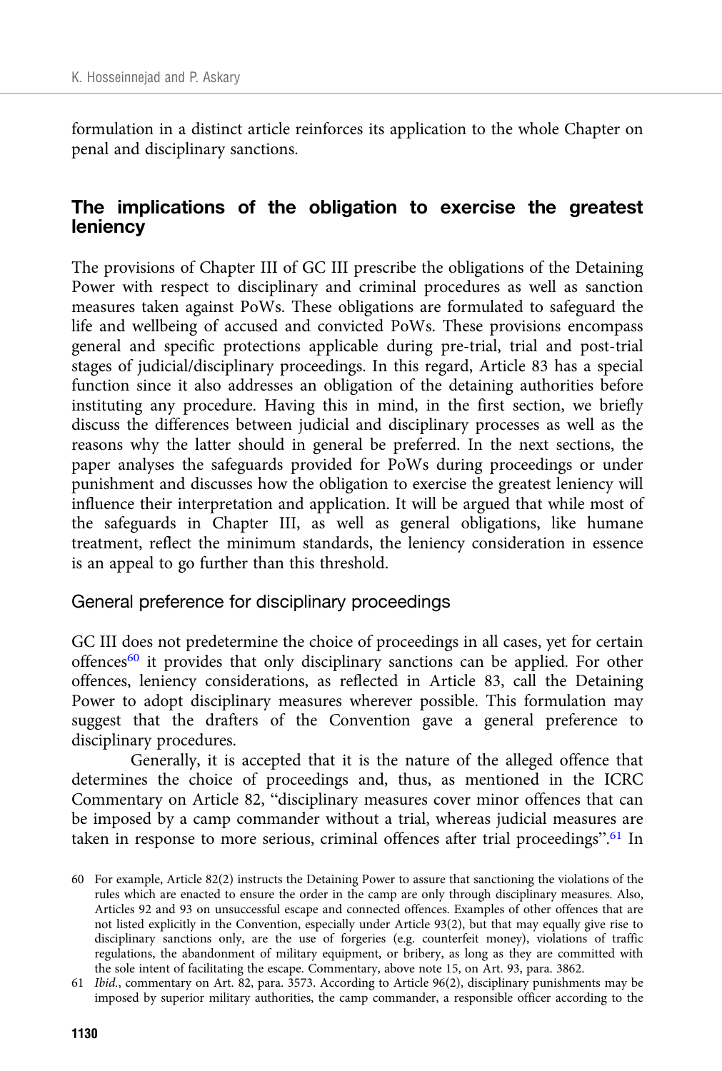formulation in a distinct article reinforces its application to the whole Chapter on penal and disciplinary sanctions.

## The implications of the obligation to exercise the greatest leniency

The provisions of Chapter III of GC III prescribe the obligations of the Detaining Power with respect to disciplinary and criminal procedures as well as sanction measures taken against PoWs. These obligations are formulated to safeguard the life and wellbeing of accused and convicted PoWs. These provisions encompass general and specific protections applicable during pre-trial, trial and post-trial stages of judicial/disciplinary proceedings. In this regard, Article 83 has a special function since it also addresses an obligation of the detaining authorities before instituting any procedure. Having this in mind, in the first section, we briefly discuss the differences between judicial and disciplinary processes as well as the reasons why the latter should in general be preferred. In the next sections, the paper analyses the safeguards provided for PoWs during proceedings or under punishment and discusses how the obligation to exercise the greatest leniency will influence their interpretation and application. It will be argued that while most of the safeguards in Chapter III, as well as general obligations, like humane treatment, reflect the minimum standards, the leniency consideration in essence is an appeal to go further than this threshold.

### General preference for disciplinary proceedings

GC III does not predetermine the choice of proceedings in all cases, yet for certain offences[60] it provides that only disciplinary sanctions can be applied. For other offences, leniency considerations, as reflected in Article 83, call the Detaining Power to adopt disciplinary measures wherever possible. This formulation may suggest that the drafters of the Convention gave a general preference to disciplinary procedures.

Generally, it is accepted that it is the nature of the alleged offence that determines the choice of proceedings and, thus, as mentioned in the ICRC Commentary on Article 82, "disciplinary measures cover minor offences that can be imposed by a camp commander without a trial, whereas judicial measures are taken in response to more serious, criminal offences after trial proceedings".[61] In

60 For example, Article 82(2) instructs the Detaining Power to assure that sanctioning the violations of the rules which are enacted to ensure the order in the camp are only through disciplinary measures. Also, Articles 92 and 93 on unsuccessful escape and connected offences. Examples of other offences that are not listed explicitly in the Convention, especially under Article 93(2), but that may equally give rise to disciplinary sanctions only, are the use of forgeries (e.g. counterfeit money), violations of traffic regulations, the abandonment of military equipment, or bribery, as long as they are committed with the sole intent of facilitating the escape. Commentary, above note 15, on Art. 93, para. 3862.

61 *Ibid.*, commentary on Art. 82, para. 3573. According to Article 96(2), disciplinary punishments may be imposed by superior military authorities, the camp commander, a responsible officer according to the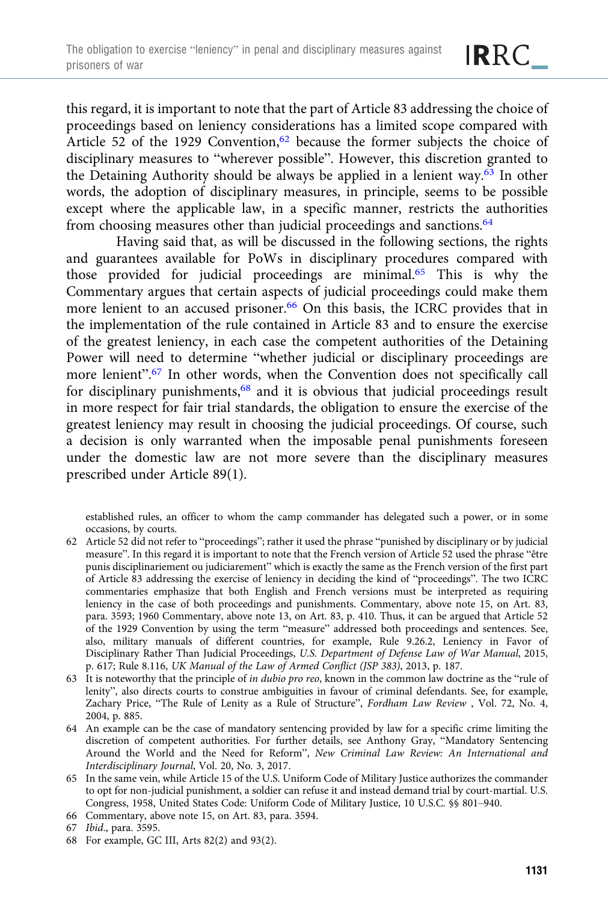this regard, it is important to note that the part of Article 83 addressing the choice of proceedings based on leniency considerations has a limited scope compared with Article 52 of the 1929 Convention,[62] because the former subjects the choice of disciplinary measures to "wherever possible". However, this discretion granted to the Detaining Authority should be always be applied in a lenient way.[63] In other words, the adoption of disciplinary measures, in principle, seems to be possible except where the applicable law, in a specific manner, restricts the authorities from choosing measures other than judicial proceedings and sanctions.[64]

Having said that, as will be discussed in the following sections, the rights and guarantees available for PoWs in disciplinary procedures compared with those provided for judicial proceedings are minimal.[65] This is why the Commentary argues that certain aspects of judicial proceedings could make them more lenient to an accused prisoner.[66] On this basis, the ICRC provides that in the implementation of the rule contained in Article 83 and to ensure the exercise of the greatest leniency, in each case the competent authorities of the Detaining Power will need to determine "whether judicial or disciplinary proceedings are more lenient".[67] In other words, when the Convention does not specifically call for disciplinary punishments,[68] and it is obvious that judicial proceedings result in more respect for fair trial standards, the obligation to ensure the exercise of the greatest leniency may result in choosing the judicial proceedings. Of course, such a decision is only warranted when the imposable penal punishments foreseen under the domestic law are not more severe than the disciplinary measures prescribed under Article 89(1).

established rules, an officer to whom the camp commander has delegated such a power, or in some occasions, by courts.

62 Article 52 did not refer to "proceedings"; rather it used the phrase "punished by disciplinary or by judicial measure". In this regard it is important to note that the French version of Article 52 used the phrase "être punis disciplinariement ou judiciarement" which is exactly the same as the French version of the first part of Article 83 addressing the exercise of leniency in deciding the kind of "proceedings". The two ICRC commentaries emphasize that both English and French versions must be interpreted as requiring leniency in the case of both proceedings and punishments. Commentary, above note 15, on Art. 83, para. 3593; 1960 Commentary, above note 13, on Art. 83, p. 410. Thus, it can be argued that Article 52 of the 1929 Convention by using the term "measure" addressed both proceedings and sentences. See, also, military manuals of different countries, for example, Rule 9.26.2, Leniency in Favor of Disciplinary Rather Than Judicial Proceedings, *U.S. Department of Defense Law of War Manual*, 2015, p. 617; Rule 8.116, *UK Manual of the Law of Armed Conflict (JSP 383)*, 2013, p. 187.

63 It is noteworthy that the principle of *in dubio pro reo*, known in the common law doctrine as the "rule of lenity", also directs courts to construe ambiguities in favour of criminal defendants. See, for example, Zachary Price, "The Rule of Lenity as a Rule of Structure", *Fordham Law Review* , Vol. 72, No. 4, 2004, p. 885.

64 An example can be the case of mandatory sentencing provided by law for a specific crime limiting the discretion of competent authorities. For further details, see Anthony Gray, "Mandatory Sentencing Around the World and the Need for Reform", *New Criminal Law Review: An International and Interdisciplinary Journal*, Vol. 20, No. 3, 2017.

65 In the same vein, while Article 15 of the U.S. Uniform Code of Military Justice authorizes the commander to opt for non-judicial punishment, a soldier can refuse it and instead demand trial by court-martial. U.S. Congress, 1958, United States Code: Uniform Code of Military Justice, 10 U.S.C. §§ 801–940.

66 Commentary, above note 15, on Art. 83, para. 3594.

67 *Ibid*., para. 3595.

68 For example, GC III, Arts 82(2) and 93(2).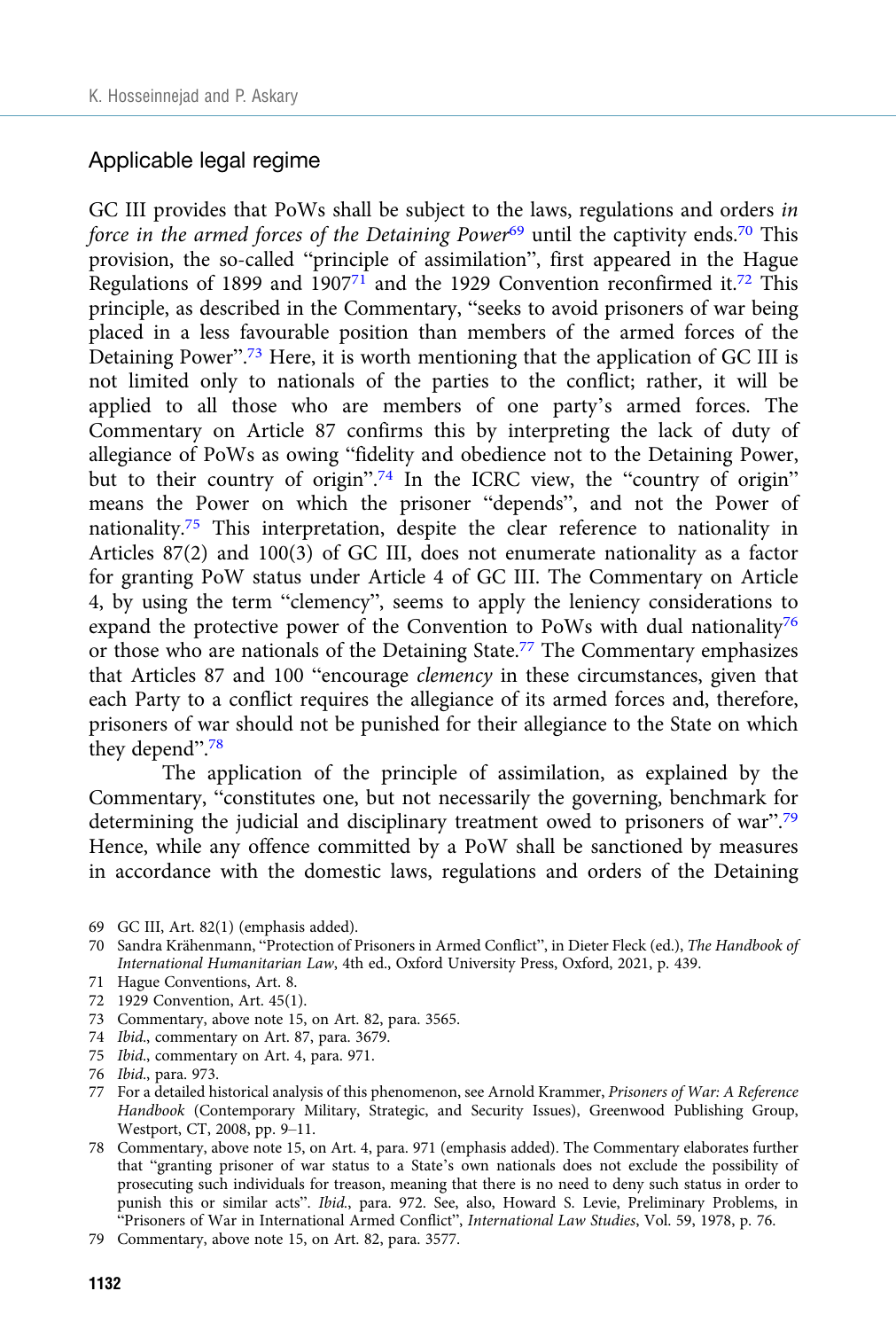## Applicable legal regime

GC III provides that PoWs shall be subject to the laws, regulations and orders *in force in the armed forces of the Detaining Power*[69] until the captivity ends.[70] This provision, the so-called "principle of assimilation", first appeared in the Hague Regulations of 1899 and 1907[71] and the 1929 Convention reconfirmed it.[72] This principle, as described in the Commentary, "seeks to avoid prisoners of war being placed in a less favourable position than members of the armed forces of the Detaining Power".[73] Here, it is worth mentioning that the application of GC III is not limited only to nationals of the parties to the conflict; rather, it will be applied to all those who are members of one party's armed forces. The Commentary on Article 87 confirms this by interpreting the lack of duty of allegiance of PoWs as owing "fidelity and obedience not to the Detaining Power, but to their country of origin".[74] In the ICRC view, the "country of origin" means the Power on which the prisoner "depends", and not the Power of nationality.[75] This interpretation, despite the clear reference to nationality in Articles 87(2) and 100(3) of GC III, does not enumerate nationality as a factor for granting PoW status under Article 4 of GC III. The Commentary on Article 4, by using the term "clemency", seems to apply the leniency considerations to expand the protective power of the Convention to PoWs with dual nationality[76] or those who are nationals of the Detaining State.[77] The Commentary emphasizes that Articles 87 and 100 "encourage *clemency* in these circumstances, given that each Party to a conflict requires the allegiance of its armed forces and, therefore, prisoners of war should not be punished for their allegiance to the State on which they depend".[78]

The application of the principle of assimilation, as explained by the Commentary, "constitutes one, but not necessarily the governing, benchmark for determining the judicial and disciplinary treatment owed to prisoners of war".[79] Hence, while any offence committed by a PoW shall be sanctioned by measures in accordance with the domestic laws, regulations and orders of the Detaining

69 GC III, Art. 82(1) (emphasis added).

70 Sandra Krähenmann, "Protection of Prisoners in Armed Conflict", in Dieter Fleck (ed.), *The Handbook of International Humanitarian Law*, 4th ed., Oxford University Press, Oxford, 2021, p. 439.

71 Hague Conventions, Art. 8.

72 1929 Convention, Art. 45(1).

73 Commentary, above note 15, on Art. 82, para. 3565.

74 *Ibid.*, commentary on Art. 87, para. 3679.

75 *Ibid.*, commentary on Art. 4, para. 971.

76 *Ibid.*, para. 973.

77 For a detailed historical analysis of this phenomenon, see Arnold Krammer, *Prisoners of War: A Reference Handbook* (Contemporary Military, Strategic, and Security Issues), Greenwood Publishing Group, Westport, CT, 2008, pp. 9–11.

78 Commentary, above note 15, on Art. 4, para. 971 (emphasis added). The Commentary elaborates further that "granting prisoner of war status to a State's own nationals does not exclude the possibility of prosecuting such individuals for treason, meaning that there is no need to deny such status in order to punish this or similar acts". *Ibid.*, para. 972. See, also, Howard S. Levie, Preliminary Problems, in "Prisoners of War in International Armed Conflict", *International Law Studies*, Vol. 59, 1978, p. 76.

79 Commentary, above note 15, on Art. 82, para. 3577.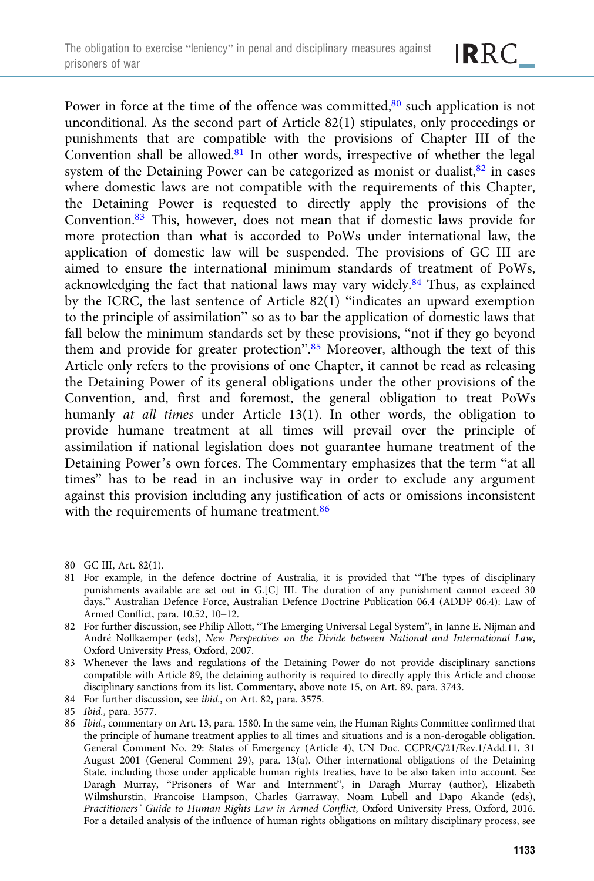Power in force at the time of the offence was committed,[80] such application is not unconditional. As the second part of Article 82(1) stipulates, only proceedings or punishments that are compatible with the provisions of Chapter III of the Convention shall be allowed.[81] In other words, irrespective of whether the legal system of the Detaining Power can be categorized as monist or dualist,[82] in cases where domestic laws are not compatible with the requirements of this Chapter, the Detaining Power is requested to directly apply the provisions of the Convention.[83] This, however, does not mean that if domestic laws provide for more protection than what is accorded to PoWs under international law, the application of domestic law will be suspended. The provisions of GC III are aimed to ensure the international minimum standards of treatment of PoWs, acknowledging the fact that national laws may vary widely.[84] Thus, as explained by the ICRC, the last sentence of Article 82(1) "indicates an upward exemption to the principle of assimilation" so as to bar the application of domestic laws that fall below the minimum standards set by these provisions, "not if they go beyond them and provide for greater protection".[85] Moreover, although the text of this Article only refers to the provisions of one Chapter, it cannot be read as releasing the Detaining Power of its general obligations under the other provisions of the Convention, and, first and foremost, the general obligation to treat PoWs humanly *at all times* under Article 13(1). In other words, the obligation to provide humane treatment at all times will prevail over the principle of assimilation if national legislation does not guarantee humane treatment of the Detaining Power's own forces. The Commentary emphasizes that the term "at all times" has to be read in an inclusive way in order to exclude any argument against this provision including any justification of acts or omissions inconsistent with the requirements of humane treatment.[86]

80 GC III, Art. 82(1).

81 For example, in the defence doctrine of Australia, it is provided that "The types of disciplinary punishments available are set out in G.[C] III. The duration of any punishment cannot exceed 30 days." Australian Defence Force, Australian Defence Doctrine Publication 06.4 (ADDP 06.4): Law of Armed Conflict, para. 10.52, 10–12.

82 For further discussion, see Philip Allott, "The Emerging Universal Legal System", in Janne E. Nijman and André Nollkaemper (eds), *New Perspectives on the Divide between National and International Law*, Oxford University Press, Oxford, 2007.

83 Whenever the laws and regulations of the Detaining Power do not provide disciplinary sanctions compatible with Article 89, the detaining authority is required to directly apply this Article and choose disciplinary sanctions from its list. Commentary, above note 15, on Art. 89, para. 3743.

84 For further discussion, see *ibid.*, on Art. 82, para. 3575.

85 *Ibid.*, para. 3577.

86 *Ibid.*, commentary on Art. 13, para. 1580. In the same vein, the Human Rights Committee confirmed that the principle of humane treatment applies to all times and situations and is a non-derogable obligation. General Comment No. 29: States of Emergency (Article 4), UN Doc. CCPR/C/21/Rev.1/Add.11, 31 August 2001 (General Comment 29), para. 13(a). Other international obligations of the Detaining State, including those under applicable human rights treaties, have to be also taken into account. See Daragh Murray, "Prisoners of War and Internment", in Daragh Murray (author), Elizabeth Wilmshurstin, Francoise Hampson, Charles Garraway, Noam Lubell and Dapo Akande (eds), *Practitioners' Guide to Human Rights Law in Armed Conflict*, Oxford University Press, Oxford, 2016. For a detailed analysis of the influence of human rights obligations on military disciplinary process, see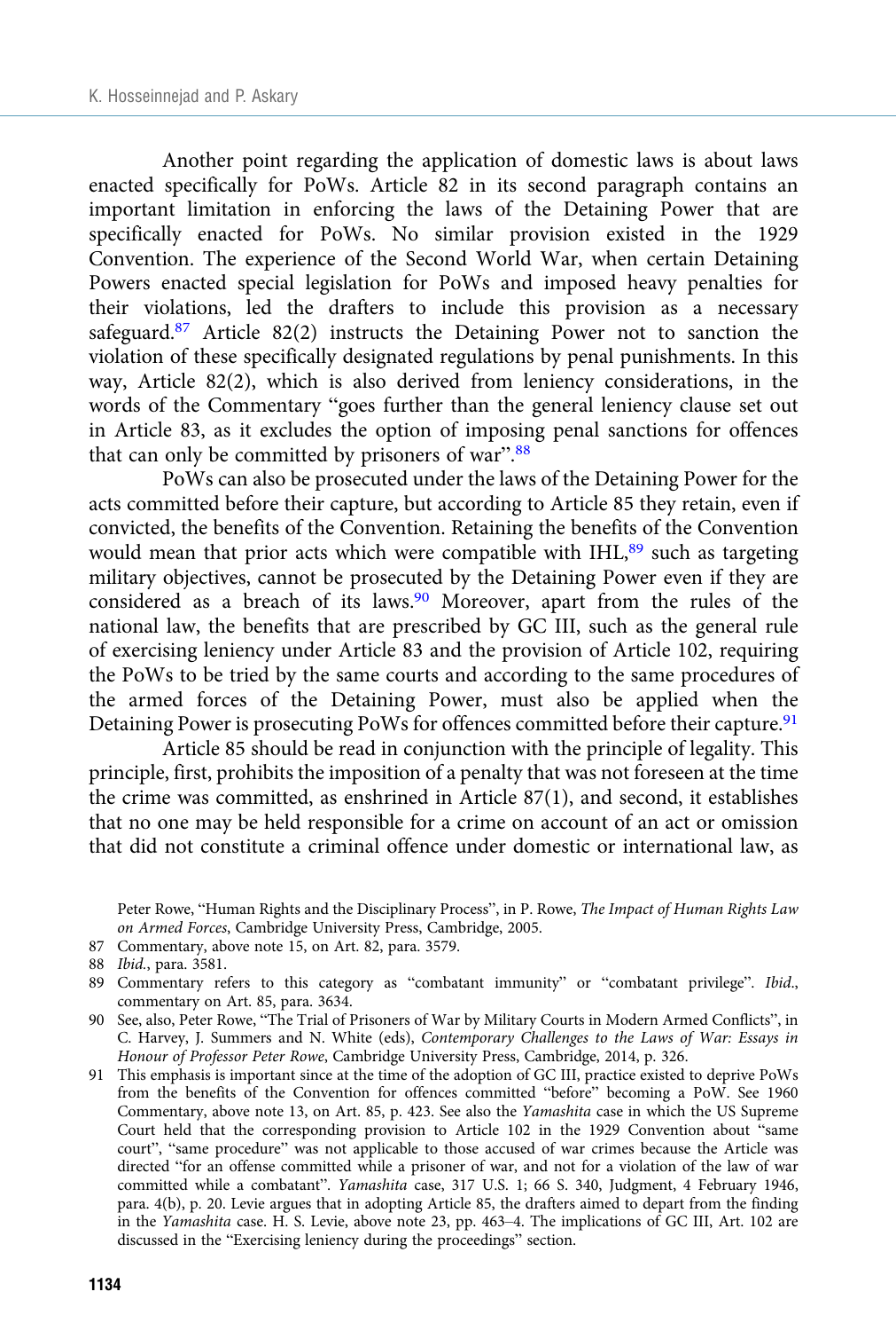Another point regarding the application of domestic laws is about laws enacted specifically for PoWs. Article 82 in its second paragraph contains an important limitation in enforcing the laws of the Detaining Power that are specifically enacted for PoWs. No similar provision existed in the 1929 Convention. The experience of the Second World War, when certain Detaining Powers enacted special legislation for PoWs and imposed heavy penalties for their violations, led the drafters to include this provision as a necessary safeguard.[87] Article 82(2) instructs the Detaining Power not to sanction the violation of these specifically designated regulations by penal punishments. In this way, Article 82(2), which is also derived from leniency considerations, in the words of the Commentary "goes further than the general leniency clause set out in Article 83, as it excludes the option of imposing penal sanctions for offences that can only be committed by prisoners of war".[88]

PoWs can also be prosecuted under the laws of the Detaining Power for the acts committed before their capture, but according to Article 85 they retain, even if convicted, the benefits of the Convention. Retaining the benefits of the Convention would mean that prior acts which were compatible with IHL,[89] such as targeting military objectives, cannot be prosecuted by the Detaining Power even if they are considered as a breach of its laws.[90] Moreover, apart from the rules of the national law, the benefits that are prescribed by GC III, such as the general rule of exercising leniency under Article 83 and the provision of Article 102, requiring the PoWs to be tried by the same courts and according to the same procedures of the armed forces of the Detaining Power, must also be applied when the Detaining Power is prosecuting PoWs for offences committed before their capture.[91]

Article 85 should be read in conjunction with the principle of legality. This principle, first, prohibits the imposition of a penalty that was not foreseen at the time the crime was committed, as enshrined in Article 87(1), and second, it establishes that no one may be held responsible for a crime on account of an act or omission that did not constitute a criminal offence under domestic or international law, as

Peter Rowe, "Human Rights and the Disciplinary Process", in P. Rowe, *The Impact of Human Rights Law on Armed Forces*, Cambridge University Press, Cambridge, 2005.

87 Commentary, above note 15, on Art. 82, para. 3579.

88 *Ibid.*, para. 3581.

89 Commentary refers to this category as "combatant immunity" or "combatant privilege". *Ibid.*, commentary on Art. 85, para. 3634.

90 See, also, Peter Rowe, "The Trial of Prisoners of War by Military Courts in Modern Armed Conflicts", in C. Harvey, J. Summers and N. White (eds), *Contemporary Challenges to the Laws of War: Essays in Honour of Professor Peter Rowe*, Cambridge University Press, Cambridge, 2014, p. 326.

91 This emphasis is important since at the time of the adoption of GC III, practice existed to deprive PoWs from the benefits of the Convention for offences committed "before" becoming a PoW. See 1960 Commentary, above note 13, on Art. 85, p. 423. See also the *Yamashita* case in which the US Supreme Court held that the corresponding provision to Article 102 in the 1929 Convention about "same court", "same procedure" was not applicable to those accused of war crimes because the Article was directed "for an offense committed while a prisoner of war, and not for a violation of the law of war committed while a combatant". *Yamashita* case, 317 U.S. 1; 66 S. 340, Judgment, 4 February 1946, para. 4(b), p. 20. Levie argues that in adopting Article 85, the drafters aimed to depart from the finding in the *Yamashita* case. H. S. Levie, above note 23, pp. 463–4. The implications of GC III, Art. 102 are discussed in the "Exercising leniency during the proceedings" section.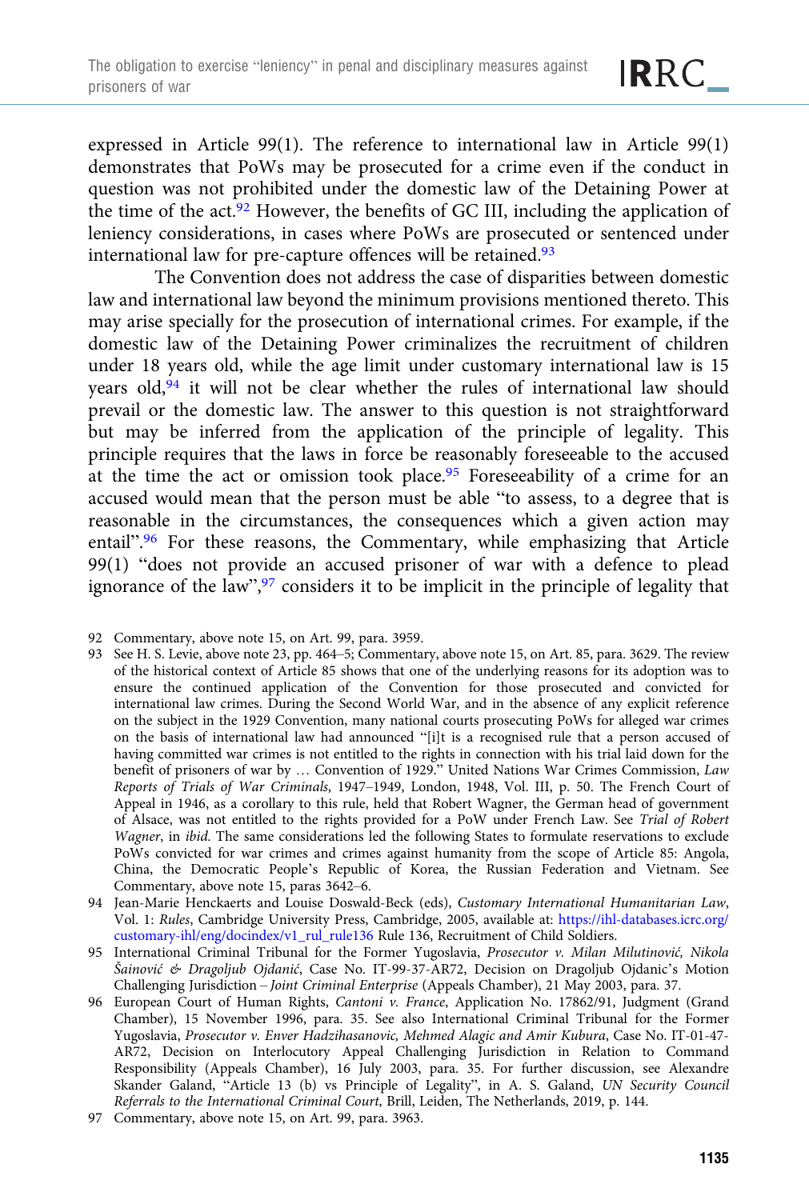expressed in Article 99(1). The reference to international law in Article 99(1) demonstrates that PoWs may be prosecuted for a crime even if the conduct in question was not prohibited under the domestic law of the Detaining Power at the time of the act.[92] However, the benefits of GC III, including the application of leniency considerations, in cases where PoWs are prosecuted or sentenced under international law for pre-capture offences will be retained.[93]

The Convention does not address the case of disparities between domestic law and international law beyond the minimum provisions mentioned thereto. This may arise specially for the prosecution of international crimes. For example, if the domestic law of the Detaining Power criminalizes the recruitment of children under 18 years old, while the age limit under customary international law is 15 years old,[94] it will not be clear whether the rules of international law should prevail or the domestic law. The answer to this question is not straightforward but may be inferred from the application of the principle of legality. This principle requires that the laws in force be reasonably foreseeable to the accused at the time the act or omission took place.[95] Foreseeability of a crime for an accused would mean that the person must be able "to assess, to a degree that is reasonable in the circumstances, the consequences which a given action may entail".[96] For these reasons, the Commentary, while emphasizing that Article 99(1) "does not provide an accused prisoner of war with a defence to plead ignorance of the law",[97] considers it to be implicit in the principle of legality that

92 Commentary, above note 15, on Art. 99, para. 3959.

93 See H. S. Levie, above note 23, pp. 464–5; Commentary, above note 15, on Art. 85, para. 3629. The review of the historical context of Article 85 shows that one of the underlying reasons for its adoption was to ensure the continued application of the Convention for those prosecuted and convicted for international law crimes. During the Second World War, and in the absence of any explicit reference on the subject in the 1929 Convention, many national courts prosecuting PoWs for alleged war crimes on the basis of international law had announced "[i]t is a recognised rule that a person accused of having committed war crimes is not entitled to the rights in connection with his trial laid down for the benefit of prisoners of war by … Convention of 1929." United Nations War Crimes Commission, *Law Reports of Trials of War Criminals*, 1947–1949, London, 1948, Vol. III, p. 50. The French Court of Appeal in 1946, as a corollary to this rule, held that Robert Wagner, the German head of government of Alsace, was not entitled to the rights provided for a PoW under French Law. See *Trial of Robert Wagner*, in *ibid.* The same considerations led the following States to formulate reservations to exclude PoWs convicted for war crimes and crimes against humanity from the scope of Article 85: Angola, China, the Democratic People's Republic of Korea, the Russian Federation and Vietnam. See Commentary, above note 15, paras 3642–6.

94 Jean-Marie Henckaerts and Louise Doswald-Beck (eds), *Customary International Humanitarian Law*, Vol. 1: *Rules*, Cambridge University Press, Cambridge, 2005, available at: https://ihl-databases.icrc.org/customary-ihl/eng/docindex/v1_rul_rule136 Rule 136, Recruitment of Child Soldiers.

95 International Criminal Tribunal for the Former Yugoslavia, *Prosecutor v. Milan Milutinović, Nikola Šainović & Dragoljub Ojdanić*, Case No. IT-99-37-AR72, Decision on Dragoljub Ojdanić's Motion Challenging Jurisdiction – *Joint Criminal Enterprise* (Appeals Chamber), 21 May 2003, para. 37.

96 European Court of Human Rights, *Cantoni v. France*, Application No. 17862/91, Judgment (Grand Chamber), 15 November 1996, para. 35. See also International Criminal Tribunal for the Former Yugoslavia, *Prosecutor v. Enver Hadzihasanovic, Mehmed Alagic and Amir Kubura*, Case No. IT-01-47-AR72, Decision on Interlocutory Appeal Challenging Jurisdiction in Relation to Command Responsibility (Appeals Chamber), 16 July 2003, para. 35. For further discussion, see Alexandre Skander Galand, "Article 13 (b) vs Principle of Legality", in A. S. Galand, *UN Security Council Referrals to the International Criminal Court*, Brill, Leiden, The Netherlands, 2019, p. 144.

97 Commentary, above note 15, on Art. 99, para. 3963.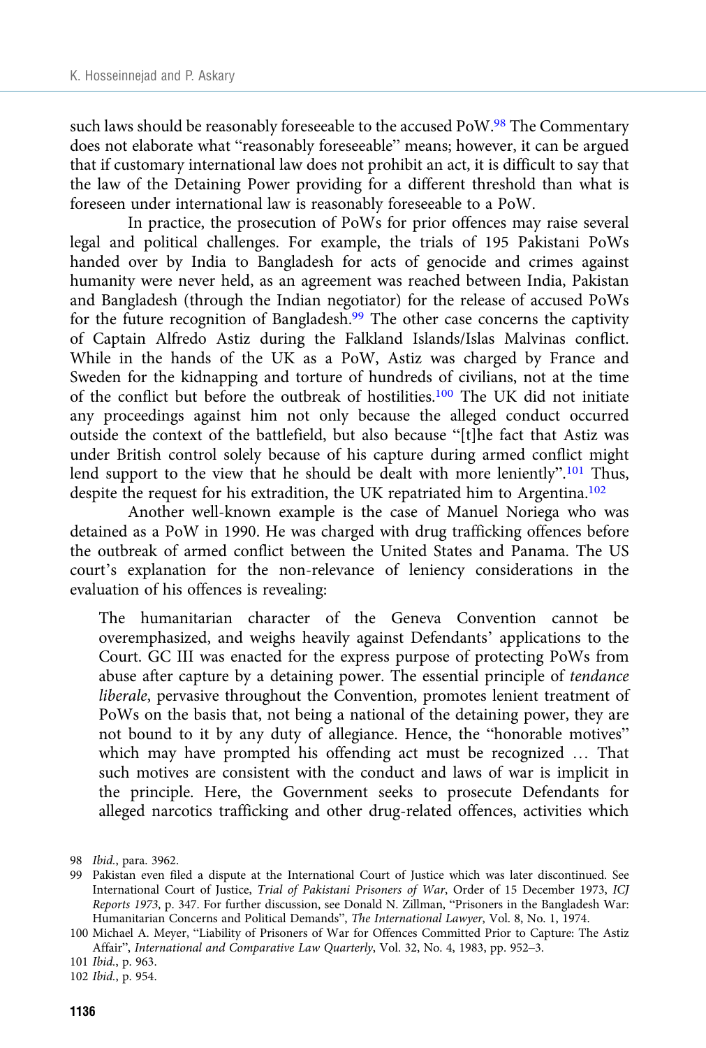such laws should be reasonably foreseeable to the accused PoW.[98] The Commentary does not elaborate what "reasonably foreseeable" means; however, it can be argued that if customary international law does not prohibit an act, it is difficult to say that the law of the Detaining Power providing for a different threshold than what is foreseen under international law is reasonably foreseeable to a PoW.

In practice, the prosecution of PoWs for prior offences may raise several legal and political challenges. For example, the trials of 195 Pakistani PoWs handed over by India to Bangladesh for acts of genocide and crimes against humanity were never held, as an agreement was reached between India, Pakistan and Bangladesh (through the Indian negotiator) for the release of accused PoWs for the future recognition of Bangladesh.[99] The other case concerns the captivity of Captain Alfredo Astiz during the Falkland Islands/Islas Malvinas conflict. While in the hands of the UK as a PoW, Astiz was charged by France and Sweden for the kidnapping and torture of hundreds of civilians, not at the time of the conflict but before the outbreak of hostilities.[100] The UK did not initiate any proceedings against him not only because the alleged conduct occurred outside the context of the battlefield, but also because "[t]he fact that Astiz was under British control solely because of his capture during armed conflict might lend support to the view that he should be dealt with more leniently".[101] Thus, despite the request for his extradition, the UK repatriated him to Argentina.[102]

Another well-known example is the case of Manuel Noriega who was detained as a PoW in 1990. He was charged with drug trafficking offences before the outbreak of armed conflict between the United States and Panama. The US court's explanation for the non-relevance of leniency considerations in the evaluation of his offences is revealing:

> The humanitarian character of the Geneva Convention cannot be overemphasized, and weighs heavily against Defendants' applications to the Court. GC III was enacted for the express purpose of protecting PoWs from abuse after capture by a detaining power. The essential principle of *tendance liberale*, pervasive throughout the Convention, promotes lenient treatment of PoWs on the basis that, not being a national of the detaining power, they are not bound to it by any duty of allegiance. Hence, the "honorable motives" which may have prompted his offending act must be recognized … That such motives are consistent with the conduct and laws of war is implicit in the principle. Here, the Government seeks to prosecute Defendants for alleged narcotics trafficking and other drug-related offences, activities which

98 *Ibid.*, para. 3962.

99 Pakistan even filed a dispute at the International Court of Justice which was later discontinued. See International Court of Justice, *Trial of Pakistani Prisoners of War*, Order of 15 December 1973, *ICJ Reports 1973*, p. 347. For further discussion, see Donald N. Zillman, "Prisoners in the Bangladesh War: Humanitarian Concerns and Political Demands", *The International Lawyer*, Vol. 8, No. 1, 1974.

100 Michael A. Meyer, "Liability of Prisoners of War for Offences Committed Prior to Capture: The Astiz Affair", *International and Comparative Law Quarterly*, Vol. 32, No. 4, 1983, pp. 952–3.

101 *Ibid.*, p. 963.

102 *Ibid.*, p. 954.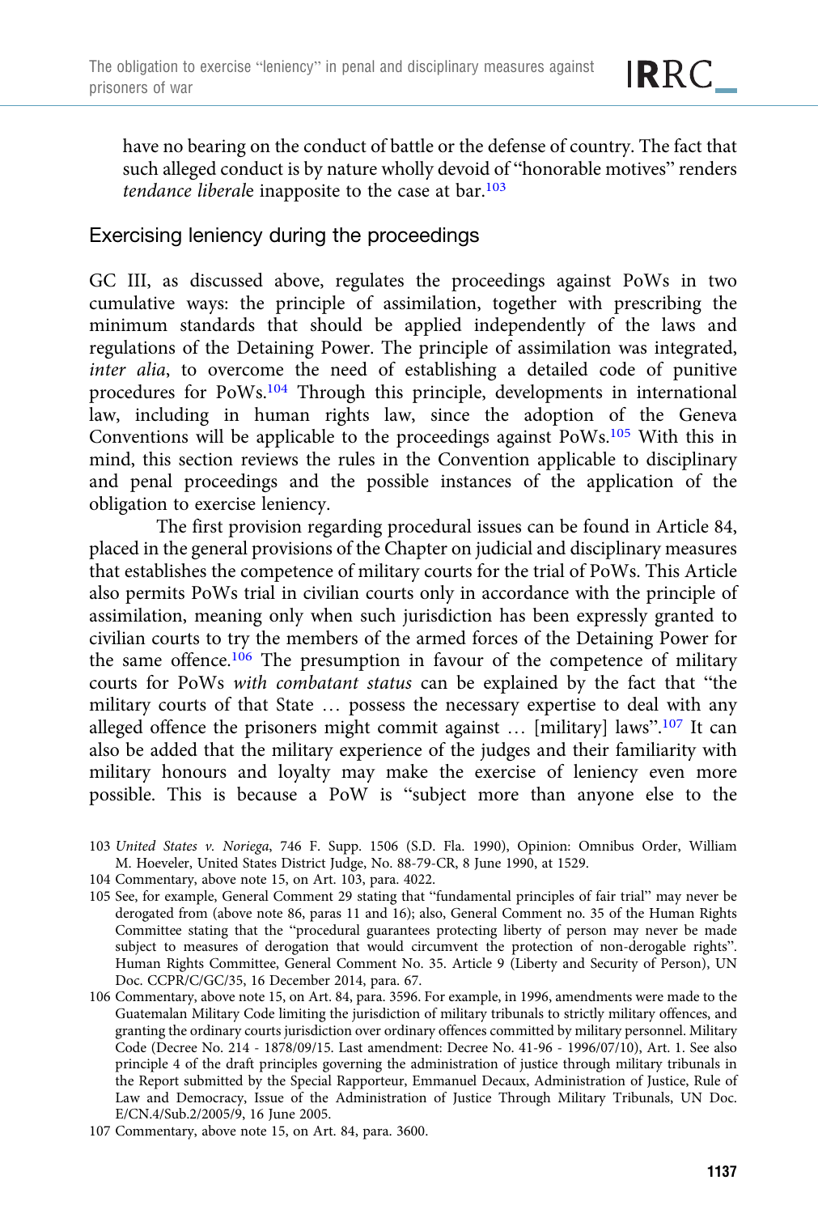have no bearing on the conduct of battle or the defense of country. The fact that such alleged conduct is by nature wholly devoid of "honorable motives" renders *tendance liberale* inapposite to the case at bar.[103]

## Exercising leniency during the proceedings

GC III, as discussed above, regulates the proceedings against PoWs in two cumulative ways: the principle of assimilation, together with prescribing the minimum standards that should be applied independently of the laws and regulations of the Detaining Power. The principle of assimilation was integrated, *inter alia*, to overcome the need of establishing a detailed code of punitive procedures for PoWs.[104] Through this principle, developments in international law, including in human rights law, since the adoption of the Geneva Conventions will be applicable to the proceedings against PoWs.[105] With this in mind, this section reviews the rules in the Convention applicable to disciplinary and penal proceedings and the possible instances of the application of the obligation to exercise leniency.

The first provision regarding procedural issues can be found in Article 84, placed in the general provisions of the Chapter on judicial and disciplinary measures that establishes the competence of military courts for the trial of PoWs. This Article also permits PoWs trial in civilian courts only in accordance with the principle of assimilation, meaning only when such jurisdiction has been expressly granted to civilian courts to try the members of the armed forces of the Detaining Power for the same offence.[106] The presumption in favour of the competence of military courts for PoWs *with combatant status* can be explained by the fact that "the military courts of that State … possess the necessary expertise to deal with any alleged offence the prisoners might commit against … [military] laws".[107] It can also be added that the military experience of the judges and their familiarity with military honours and loyalty may make the exercise of leniency even more possible. This is because a PoW is "subject more than anyone else to the

---

103 *United States v. Noriega*, 746 F. Supp. 1506 (S.D. Fla. 1990), Opinion: Omnibus Order, William M. Hoeveler, United States District Judge, No. 88-79-CR, 8 June 1990, at 1529.

104 Commentary, above note 15, on Art. 103, para. 4022.

105 See, for example, General Comment 29 stating that "fundamental principles of fair trial" may never be derogated from (above note 86, paras 11 and 16); also, General Comment no. 35 of the Human Rights Committee stating that the "procedural guarantees protecting liberty of person may never be made subject to measures of derogation that would circumvent the protection of non-derogable rights". Human Rights Committee, General Comment No. 35. Article 9 (Liberty and Security of Person), UN Doc. CCPR/C/GC/35, 16 December 2014, para. 67.

106 Commentary, above note 15, on Art. 84, para. 3596. For example, in 1996, amendments were made to the Guatemalan Military Code limiting the jurisdiction of military tribunals to strictly military offences, and granting the ordinary courts jurisdiction over ordinary offences committed by military personnel. Military Code (Decree No. 214 - 1878/09/15. Last amendment: Decree No. 41-96 - 1996/07/10), Art. 1. See also principle 4 of the draft principles governing the administration of justice through military tribunals in the Report submitted by the Special Rapporteur, Emmanuel Decaux, Administration of Justice, Rule of Law and Democracy, Issue of the Administration of Justice Through Military Tribunals, UN Doc. E/CN.4/Sub.2/2005/9, 16 June 2005.

107 Commentary, above note 15, on Art. 84, para. 3600.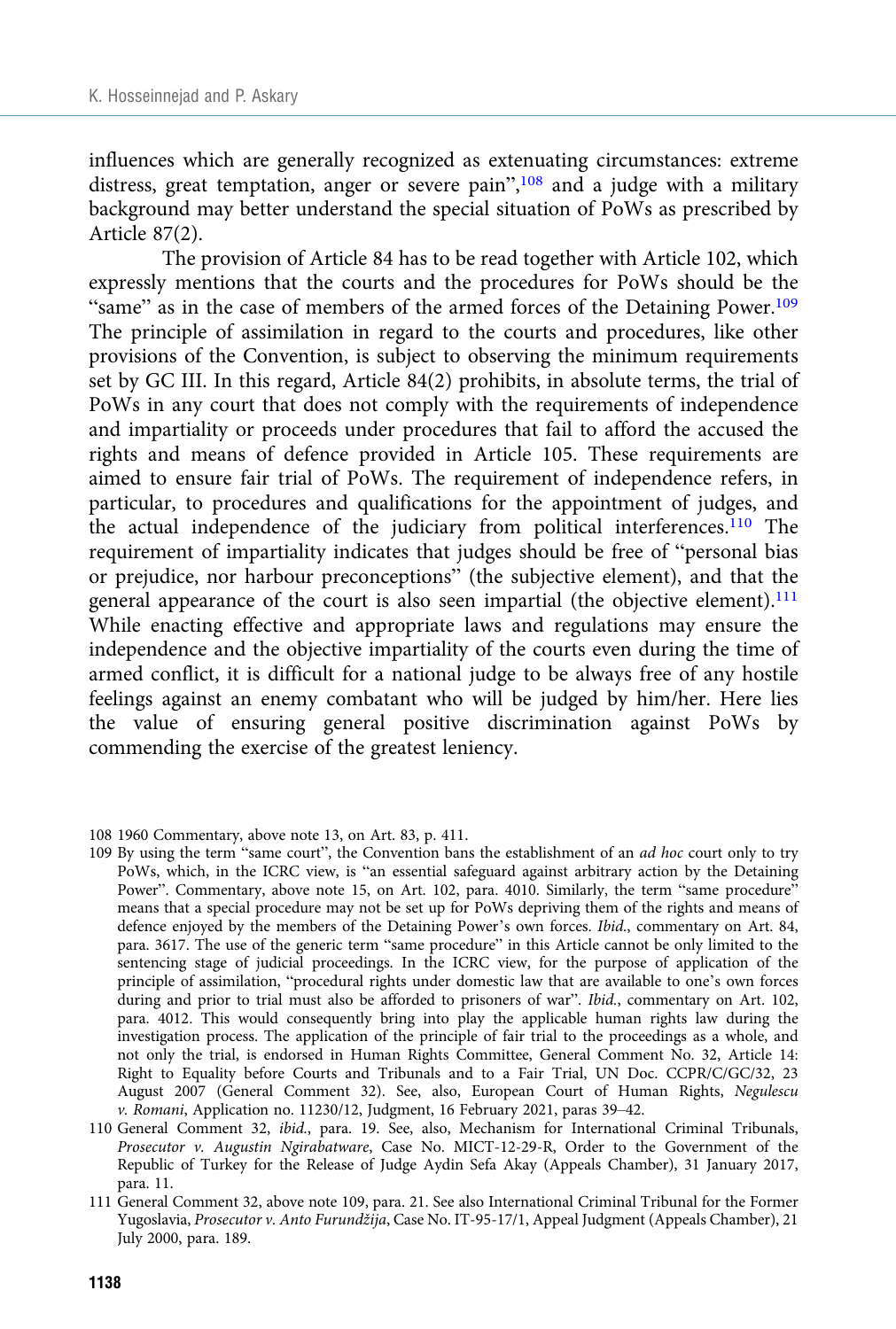influences which are generally recognized as extenuating circumstances: extreme distress, great temptation, anger or severe pain",[108] and a judge with a military background may better understand the special situation of PoWs as prescribed by Article 87(2).

The provision of Article 84 has to be read together with Article 102, which expressly mentions that the courts and the procedures for PoWs should be the "same" as in the case of members of the armed forces of the Detaining Power.[109] The principle of assimilation in regard to the courts and procedures, like other provisions of the Convention, is subject to observing the minimum requirements set by GC III. In this regard, Article 84(2) prohibits, in absolute terms, the trial of PoWs in any court that does not comply with the requirements of independence and impartiality or proceeds under procedures that fail to afford the accused the rights and means of defence provided in Article 105. These requirements are aimed to ensure fair trial of PoWs. The requirement of independence refers, in particular, to procedures and qualifications for the appointment of judges, and the actual independence of the judiciary from political interferences.[110] The requirement of impartiality indicates that judges should be free of "personal bias or prejudice, nor harbour preconceptions" (the subjective element), and that the general appearance of the court is also seen impartial (the objective element).[111] While enacting effective and appropriate laws and regulations may ensure the independence and the objective impartiality of the courts even during the time of armed conflict, it is difficult for a national judge to be always free of any hostile feelings against an enemy combatant who will be judged by him/her. Here lies the value of ensuring general positive discrimination against PoWs by commending the exercise of the greatest leniency.

---

108 1960 Commentary, above note 13, on Art. 83, p. 411.

109 By using the term "same court", the Convention bans the establishment of an *ad hoc* court only to try PoWs, which, in the ICRC view, is "an essential safeguard against arbitrary action by the Detaining Power". Commentary, above note 15, on Art. 102, para. 4010. Similarly, the term "same procedure" means that a special procedure may not be set up for PoWs depriving them of the rights and means of defence enjoyed by the members of the Detaining Power's own forces. *Ibid.*, commentary on Art. 84, para. 3617. The use of the generic term "same procedure" in this Article cannot be only limited to the sentencing stage of judicial proceedings. In the ICRC view, for the purpose of application of the principle of assimilation, "procedural rights under domestic law that are available to one's own forces during and prior to trial must also be afforded to prisoners of war". *Ibid.*, commentary on Art. 102, para. 4012. This would consequently bring into play the applicable human rights law during the investigation process. The application of the principle of fair trial to the proceedings as a whole, and not only the trial, is endorsed in Human Rights Committee, General Comment No. 32, Article 14: Right to Equality before Courts and Tribunals and to a Fair Trial, UN Doc. CCPR/C/GC/32, 23 August 2007 (General Comment 32). See, also, European Court of Human Rights, *Negulescu v. Romani*, Application no. 11230/12, Judgment, 16 February 2021, paras 39–42.

110 General Comment 32, *ibid.*, para. 19. See, also, Mechanism for International Criminal Tribunals, *Prosecutor v. Augustin Ngirabatware*, Case No. MICT-12-29-R, Order to the Government of the Republic of Turkey for the Release of Judge Aydin Sefa Akay (Appeals Chamber), 31 January 2017, para. 11.

111 General Comment 32, above note 109, para. 21. See also International Criminal Tribunal for the Former Yugoslavia, *Prosecutor v. Anto Furundžija*, Case No. IT-95-17/1, Appeal Judgment (Appeals Chamber), 21 July 2000, para. 189.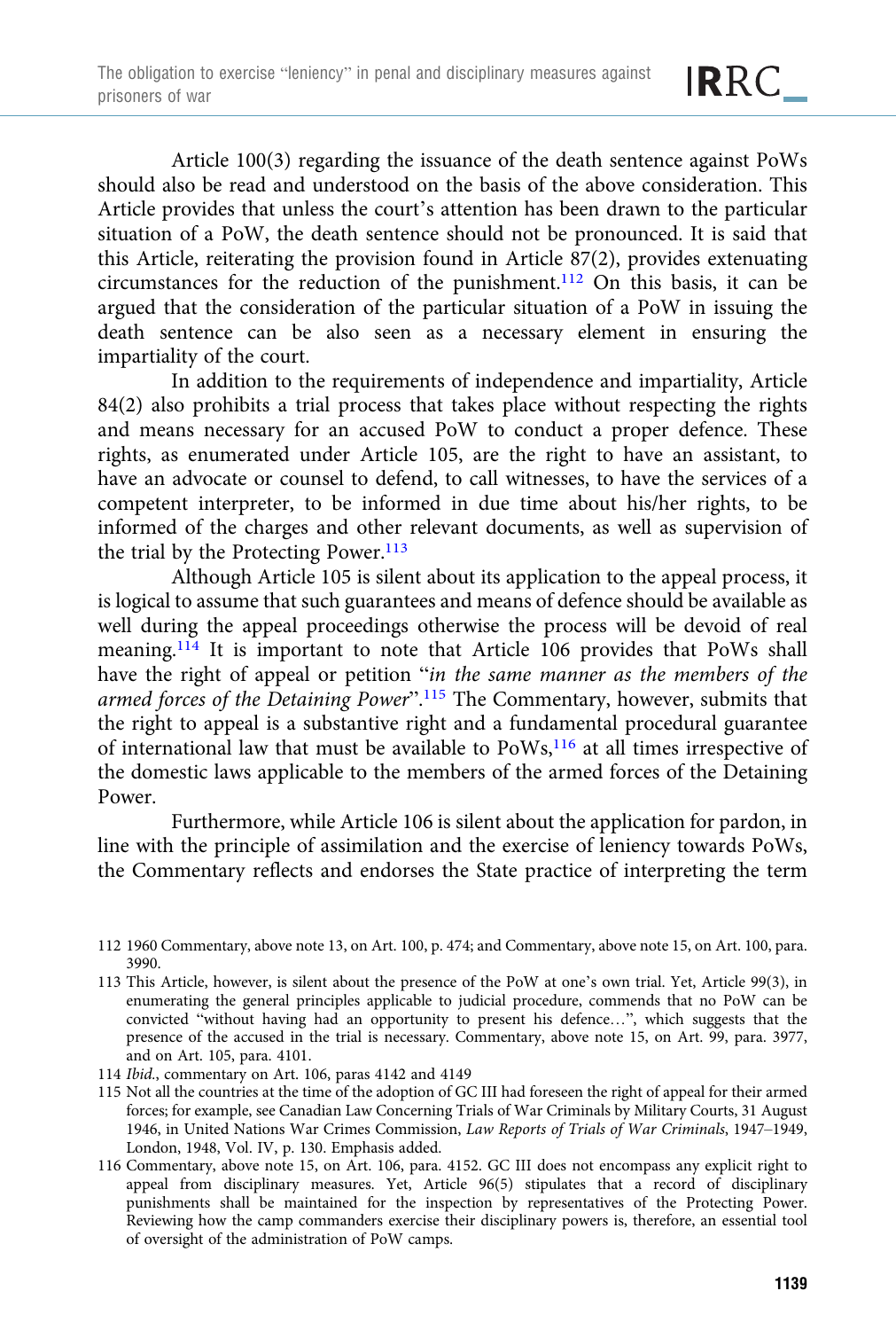Article 100(3) regarding the issuance of the death sentence against PoWs should also be read and understood on the basis of the above consideration. This Article provides that unless the court's attention has been drawn to the particular situation of a PoW, the death sentence should not be pronounced. It is said that this Article, reiterating the provision found in Article 87(2), provides extenuating circumstances for the reduction of the punishment.[112] On this basis, it can be argued that the consideration of the particular situation of a PoW in issuing the death sentence can be also seen as a necessary element in ensuring the impartiality of the court.

In addition to the requirements of independence and impartiality, Article 84(2) also prohibits a trial process that takes place without respecting the rights and means necessary for an accused PoW to conduct a proper defence. These rights, as enumerated under Article 105, are the right to have an assistant, to have an advocate or counsel to defend, to call witnesses, to have the services of a competent interpreter, to be informed in due time about his/her rights, to be informed of the charges and other relevant documents, as well as supervision of the trial by the Protecting Power.[113]

Although Article 105 is silent about its application to the appeal process, it is logical to assume that such guarantees and means of defence should be available as well during the appeal proceedings otherwise the process will be devoid of real meaning.[114] It is important to note that Article 106 provides that PoWs shall have the right of appeal or petition "*in the same manner as the members of the armed forces of the Detaining Power*".[115] The Commentary, however, submits that the right to appeal is a substantive right and a fundamental procedural guarantee of international law that must be available to PoWs,[116] at all times irrespective of the domestic laws applicable to the members of the armed forces of the Detaining Power.

Furthermore, while Article 106 is silent about the application for pardon, in line with the principle of assimilation and the exercise of leniency towards PoWs, the Commentary reflects and endorses the State practice of interpreting the term

---

112 1960 Commentary, above note 13, on Art. 100, p. 474; and Commentary, above note 15, on Art. 100, para. 3990.

113 This Article, however, is silent about the presence of the PoW at one's own trial. Yet, Article 99(3), in enumerating the general principles applicable to judicial procedure, commends that no PoW can be convicted "without having had an opportunity to present his defence…", which suggests that the presence of the accused in the trial is necessary. Commentary, above note 15, on Art. 99, para. 3977, and on Art. 105, para. 4101.

114 *Ibid.*, commentary on Art. 106, paras 4142 and 4149

115 Not all the countries at the time of the adoption of GC III had foreseen the right of appeal for their armed forces; for example, see Canadian Law Concerning Trials of War Criminals by Military Courts, 31 August 1946, in United Nations War Crimes Commission, *Law Reports of Trials of War Criminals*, 1947–1949, London, 1948, Vol. IV, p. 130. Emphasis added.

116 Commentary, above note 15, on Art. 106, para. 4152. GC III does not encompass any explicit right to appeal from disciplinary measures. Yet, Article 96(5) stipulates that a record of disciplinary punishments shall be maintained for the inspection by representatives of the Protecting Power. Reviewing how the camp commanders exercise their disciplinary powers is, therefore, an essential tool of oversight of the administration of PoW camps.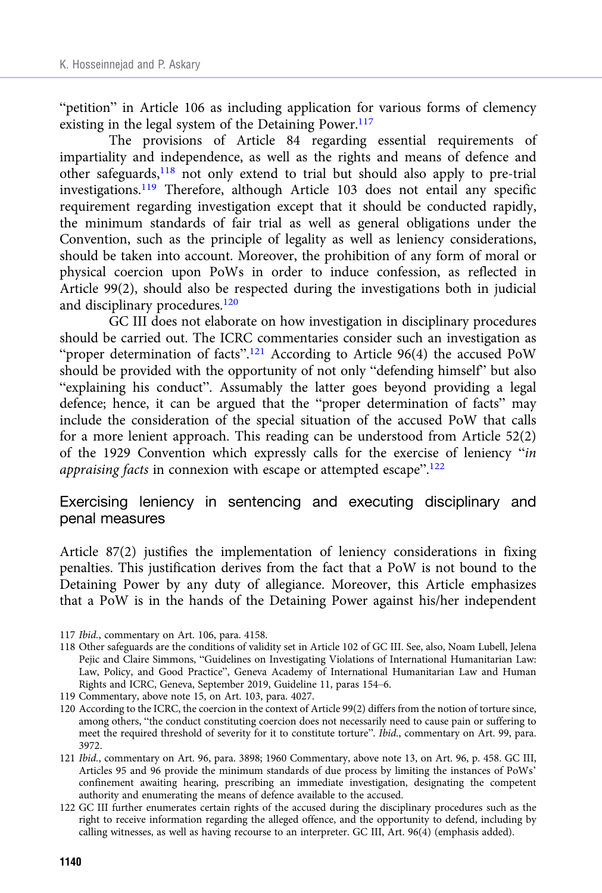"petition" in Article 106 as including application for various forms of clemency existing in the legal system of the Detaining Power.[117]

The provisions of Article 84 regarding essential requirements of impartiality and independence, as well as the rights and means of defence and other safeguards,[118] not only extend to trial but should also apply to pre-trial investigations.[119] Therefore, although Article 103 does not entail any specific requirement regarding investigation except that it should be conducted rapidly, the minimum standards of fair trial as well as general obligations under the Convention, such as the principle of legality as well as leniency considerations, should be taken into account. Moreover, the prohibition of any form of moral or physical coercion upon PoWs in order to induce confession, as reflected in Article 99(2), should also be respected during the investigations both in judicial and disciplinary procedures.[120]

GC III does not elaborate on how investigation in disciplinary procedures should be carried out. The ICRC commentaries consider such an investigation as "proper determination of facts".[121] According to Article 96(4) the accused PoW should be provided with the opportunity of not only "defending himself" but also "explaining his conduct". Assumably the latter goes beyond providing a legal defence; hence, it can be argued that the "proper determination of facts" may include the consideration of the special situation of the accused PoW that calls for a more lenient approach. This reading can be understood from Article 52(2) of the 1929 Convention which expressly calls for the exercise of leniency "*in appraising facts* in connexion with escape or attempted escape".[122]

## Exercising leniency in sentencing and executing disciplinary and penal measures

Article 87(2) justifies the implementation of leniency considerations in fixing penalties. This justification derives from the fact that a PoW is not bound to the Detaining Power by any duty of allegiance. Moreover, this Article emphasizes that a PoW is in the hands of the Detaining Power against his/her independent

117 *Ibid.*, commentary on Art. 106, para. 4158.

118 Other safeguards are the conditions of validity set in Article 102 of GC III. See, also, Noam Lubell, Jelena Pejic and Claire Simmons, "Guidelines on Investigating Violations of International Humanitarian Law: Law, Policy, and Good Practice", Geneva Academy of International Humanitarian Law and Human Rights and ICRC, Geneva, September 2019, Guideline 11, paras 154–6.

119 Commentary, above note 15, on Art. 103, para. 4027.

120 According to the ICRC, the coercion in the context of Article 99(2) differs from the notion of torture since, among others, "the conduct constituting coercion does not necessarily need to cause pain or suffering to meet the required threshold of severity for it to constitute torture". *Ibid.*, commentary on Art. 99, para. 3972.

121 *Ibid.*, commentary on Art. 96, para. 3898; 1960 Commentary, above note 13, on Art. 96, p. 458. GC III, Articles 95 and 96 provide the minimum standards of due process by limiting the instances of PoWs' confinement awaiting hearing, prescribing an immediate investigation, designating the competent authority and enumerating the means of defence available to the accused.

122 GC III further enumerates certain rights of the accused during the disciplinary procedures such as the right to receive information regarding the alleged offence, and the opportunity to defend, including by calling witnesses, as well as having recourse to an interpreter. GC III, Art. 96(4) (emphasis added).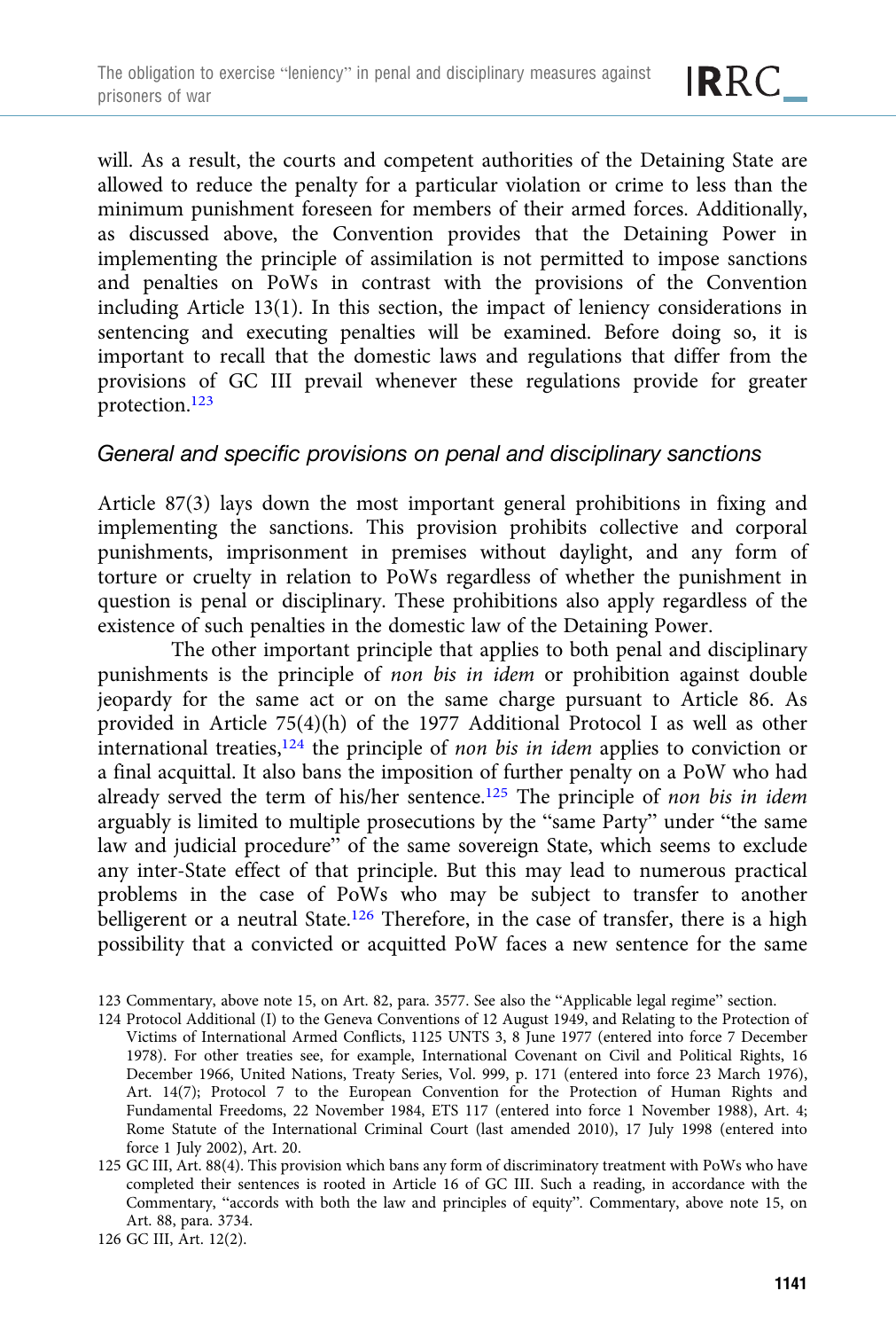will. As a result, the courts and competent authorities of the Detaining State are allowed to reduce the penalty for a particular violation or crime to less than the minimum punishment foreseen for members of their armed forces. Additionally, as discussed above, the Convention provides that the Detaining Power in implementing the principle of assimilation is not permitted to impose sanctions and penalties on PoWs in contrast with the provisions of the Convention including Article 13(1). In this section, the impact of leniency considerations in sentencing and executing penalties will be examined. Before doing so, it is important to recall that the domestic laws and regulations that differ from the provisions of GC III prevail whenever these regulations provide for greater protection.[123]

### General and specific provisions on penal and disciplinary sanctions

Article 87(3) lays down the most important general prohibitions in fixing and implementing the sanctions. This provision prohibits collective and corporal punishments, imprisonment in premises without daylight, and any form of torture or cruelty in relation to PoWs regardless of whether the punishment in question is penal or disciplinary. These prohibitions also apply regardless of the existence of such penalties in the domestic law of the Detaining Power.

The other important principle that applies to both penal and disciplinary punishments is the principle of *non bis in idem* or prohibition against double jeopardy for the same act or on the same charge pursuant to Article 86. As provided in Article 75(4)(h) of the 1977 Additional Protocol I as well as other international treaties,[124] the principle of *non bis in idem* applies to conviction or a final acquittal. It also bans the imposition of further penalty on a PoW who had already served the term of his/her sentence.[125] The principle of *non bis in idem* arguably is limited to multiple prosecutions by the "same Party" under "the same law and judicial procedure" of the same sovereign State, which seems to exclude any inter-State effect of that principle. But this may lead to numerous practical problems in the case of PoWs who may be subject to transfer to another belligerent or a neutral State.[126] Therefore, in the case of transfer, there is a high possibility that a convicted or acquitted PoW faces a new sentence for the same

123 Commentary, above note 15, on Art. 82, para. 3577. See also the "Applicable legal regime" section.

124 Protocol Additional (I) to the Geneva Conventions of 12 August 1949, and Relating to the Protection of Victims of International Armed Conflicts, 1125 UNTS 3, 8 June 1977 (entered into force 7 December 1978). For other treaties see, for example, International Covenant on Civil and Political Rights, 16 December 1966, United Nations, Treaty Series, Vol. 999, p. 171 (entered into force 23 March 1976), Art. 14(7); Protocol 7 to the European Convention for the Protection of Human Rights and Fundamental Freedoms, 22 November 1984, ETS 117 (entered into force 1 November 1988), Art. 4; Rome Statute of the International Criminal Court (last amended 2010), 17 July 1998 (entered into force 1 July 2002), Art. 20.

125 GC III, Art. 88(4). This provision which bans any form of discriminatory treatment with PoWs who have completed their sentences is rooted in Article 16 of GC III. Such a reading, in accordance with the Commentary, "accords with both the law and principles of equity". Commentary, above note 15, on Art. 88, para. 3734.

126 GC III, Art. 12(2).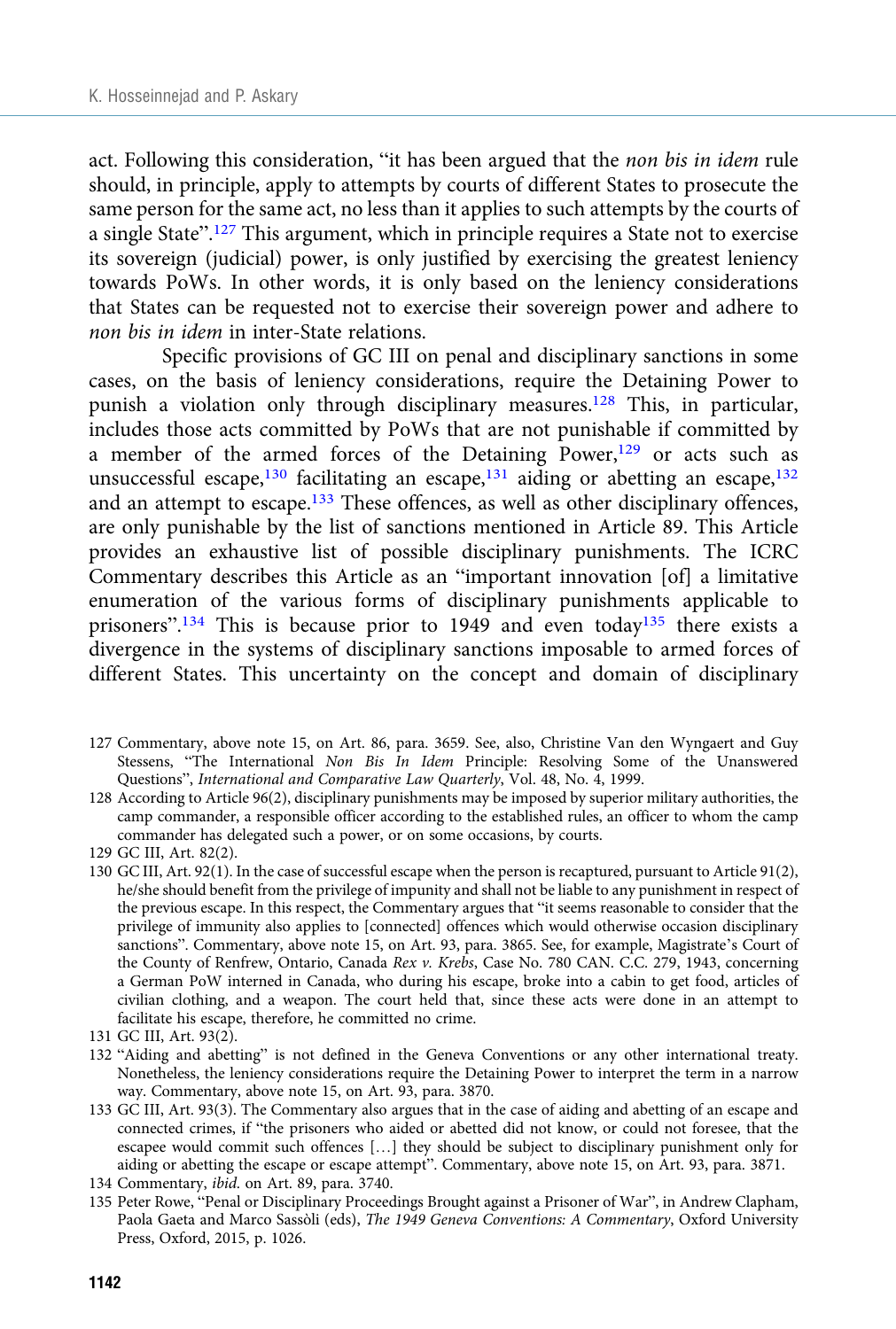act. Following this consideration, "it has been argued that the *non bis in idem* rule should, in principle, apply to attempts by courts of different States to prosecute the same person for the same act, no less than it applies to such attempts by the courts of a single State".[127] This argument, which in principle requires a State not to exercise its sovereign (judicial) power, is only justified by exercising the greatest leniency towards PoWs. In other words, it is only based on the leniency considerations that States can be requested not to exercise their sovereign power and adhere to *non bis in idem* in inter-State relations.

Specific provisions of GC III on penal and disciplinary sanctions in some cases, on the basis of leniency considerations, require the Detaining Power to punish a violation only through disciplinary measures.[128] This, in particular, includes those acts committed by PoWs that are not punishable if committed by a member of the armed forces of the Detaining Power,[129] or acts such as unsuccessful escape,[130] facilitating an escape,[131] aiding or abetting an escape,[132] and an attempt to escape.[133] These offences, as well as other disciplinary offences, are only punishable by the list of sanctions mentioned in Article 89. This Article provides an exhaustive list of possible disciplinary punishments. The ICRC Commentary describes this Article as an "important innovation [of] a limitative enumeration of the various forms of disciplinary punishments applicable to prisoners".[134] This is because prior to 1949 and even today[135] there exists a divergence in the systems of disciplinary sanctions imposable to armed forces of different States. This uncertainty on the concept and domain of disciplinary

127 Commentary, above note 15, on Art. 86, para. 3659. See, also, Christine Van den Wyngaert and Guy Stessens, "The International *Non Bis In Idem* Principle: Resolving Some of the Unanswered Questions", *International and Comparative Law Quarterly*, Vol. 48, No. 4, 1999.

128 According to Article 96(2), disciplinary punishments may be imposed by superior military authorities, the camp commander, a responsible officer according to the established rules, an officer to whom the camp commander has delegated such a power, or on some occasions, by courts.

129 GC III, Art. 82(2).

130 GC III, Art. 92(1). In the case of successful escape when the person is recaptured, pursuant to Article 91(2), he/she should benefit from the privilege of impunity and shall not be liable to any punishment in respect of the previous escape. In this respect, the Commentary argues that "it seems reasonable to consider that the privilege of immunity also applies to [connected] offences which would otherwise occasion disciplinary sanctions". Commentary, above note 15, on Art. 93, para. 3865. See, for example, Magistrate's Court of the County of Renfrew, Ontario, Canada *Rex v. Krebs*, Case No. 780 CAN. C.C. 279, 1943, concerning a German PoW interned in Canada, who during his escape, broke into a cabin to get food, articles of civilian clothing, and a weapon. The court held that, since these acts were done in an attempt to facilitate his escape, therefore, he committed no crime.

131 GC III, Art. 93(2).

132 "Aiding and abetting" is not defined in the Geneva Conventions or any other international treaty. Nonetheless, the leniency considerations require the Detaining Power to interpret the term in a narrow way. Commentary, above note 15, on Art. 93, para. 3870.

133 GC III, Art. 93(3). The Commentary also argues that in the case of aiding and abetting of an escape and connected crimes, if "the prisoners who aided or abetted did not know, or could not foresee, that the escapee would commit such offences […] they should be subject to disciplinary punishment only for aiding or abetting the escape or escape attempt". Commentary, above note 15, on Art. 93, para. 3871.

134 Commentary, *ibid.* on Art. 89, para. 3740.

135 Peter Rowe, "Penal or Disciplinary Proceedings Brought against a Prisoner of War", in Andrew Clapham, Paola Gaeta and Marco Sassòli (eds), *The 1949 Geneva Conventions: A Commentary*, Oxford University Press, Oxford, 2015, p. 1026.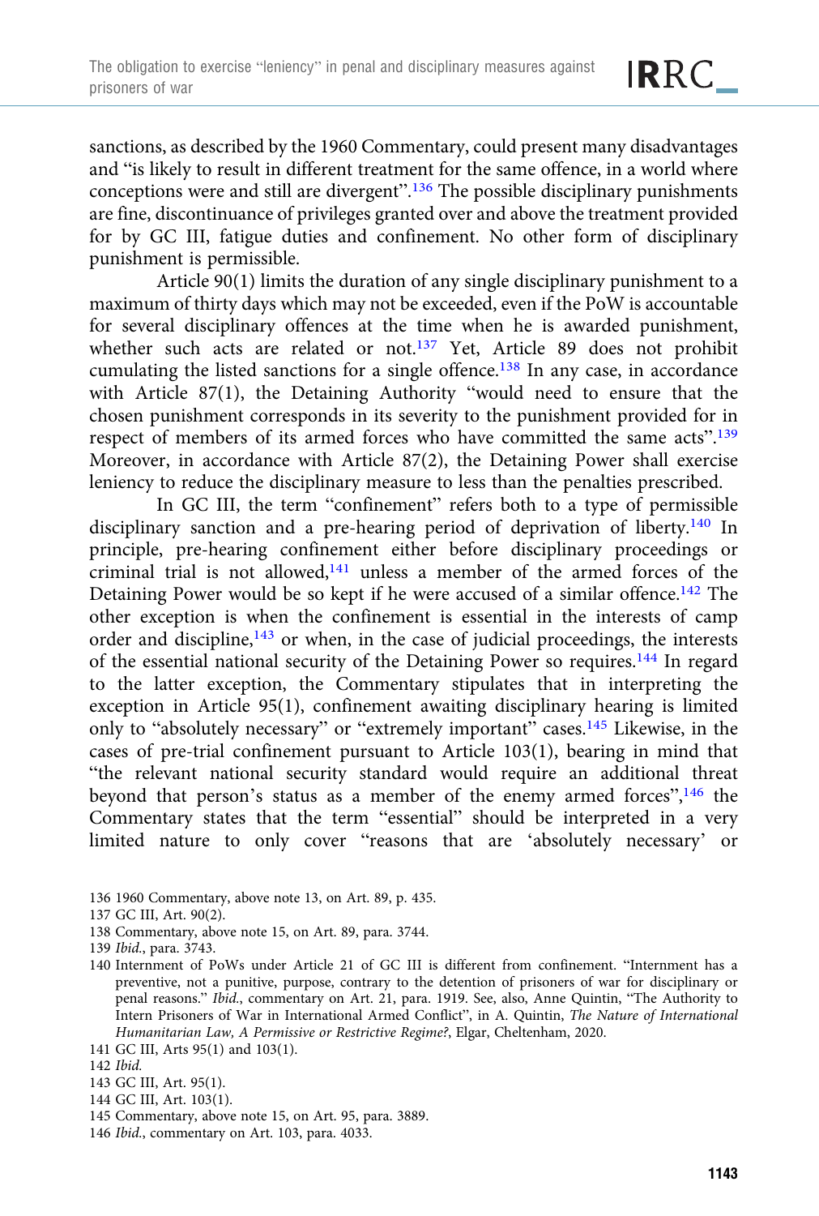sanctions, as described by the 1960 Commentary, could present many disadvantages and "is likely to result in different treatment for the same offence, in a world where conceptions were and still are divergent".[136] The possible disciplinary punishments are fine, discontinuance of privileges granted over and above the treatment provided for by GC III, fatigue duties and confinement. No other form of disciplinary punishment is permissible.

Article 90(1) limits the duration of any single disciplinary punishment to a maximum of thirty days which may not be exceeded, even if the PoW is accountable for several disciplinary offences at the time when he is awarded punishment, whether such acts are related or not.[137] Yet, Article 89 does not prohibit cumulating the listed sanctions for a single offence.[138] In any case, in accordance with Article 87(1), the Detaining Authority "would need to ensure that the chosen punishment corresponds in its severity to the punishment provided for in respect of members of its armed forces who have committed the same acts".[139] Moreover, in accordance with Article 87(2), the Detaining Power shall exercise leniency to reduce the disciplinary measure to less than the penalties prescribed.

In GC III, the term "confinement" refers both to a type of permissible disciplinary sanction and a pre-hearing period of deprivation of liberty.[140] In principle, pre-hearing confinement either before disciplinary proceedings or criminal trial is not allowed,[141] unless a member of the armed forces of the Detaining Power would be so kept if he were accused of a similar offence.[142] The other exception is when the confinement is essential in the interests of camp order and discipline,[143] or when, in the case of judicial proceedings, the interests of the essential national security of the Detaining Power so requires.[144] In regard to the latter exception, the Commentary stipulates that in interpreting the exception in Article 95(1), confinement awaiting disciplinary hearing is limited only to "absolutely necessary" or "extremely important" cases.[145] Likewise, in the cases of pre-trial confinement pursuant to Article 103(1), bearing in mind that "the relevant national security standard would require an additional threat beyond that person's status as a member of the enemy armed forces",[146] the Commentary states that the term "essential" should be interpreted in a very limited nature to only cover "reasons that are 'absolutely necessary' or

136 1960 Commentary, above note 13, on Art. 89, p. 435.

137 GC III, Art. 90(2).

138 Commentary, above note 15, on Art. 89, para. 3744.

139 *Ibid.*, para. 3743.

140 Internment of PoWs under Article 21 of GC III is different from confinement. "Internment has a preventive, not a punitive, purpose, contrary to the detention of prisoners of war for disciplinary or penal reasons." *Ibid.*, commentary on Art. 21, para. 1919. See, also, Anne Quintin, "The Authority to Intern Prisoners of War in International Armed Conflict", in A. Quintin, *The Nature of International Humanitarian Law, A Permissive or Restrictive Regime?*, Elgar, Cheltenham, 2020.

141 GC III, Arts 95(1) and 103(1).

142 *Ibid.*

143 GC III, Art. 95(1).

144 GC III, Art. 103(1).

145 Commentary, above note 15, on Art. 95, para. 3889.

146 *Ibid.*, commentary on Art. 103, para. 4033.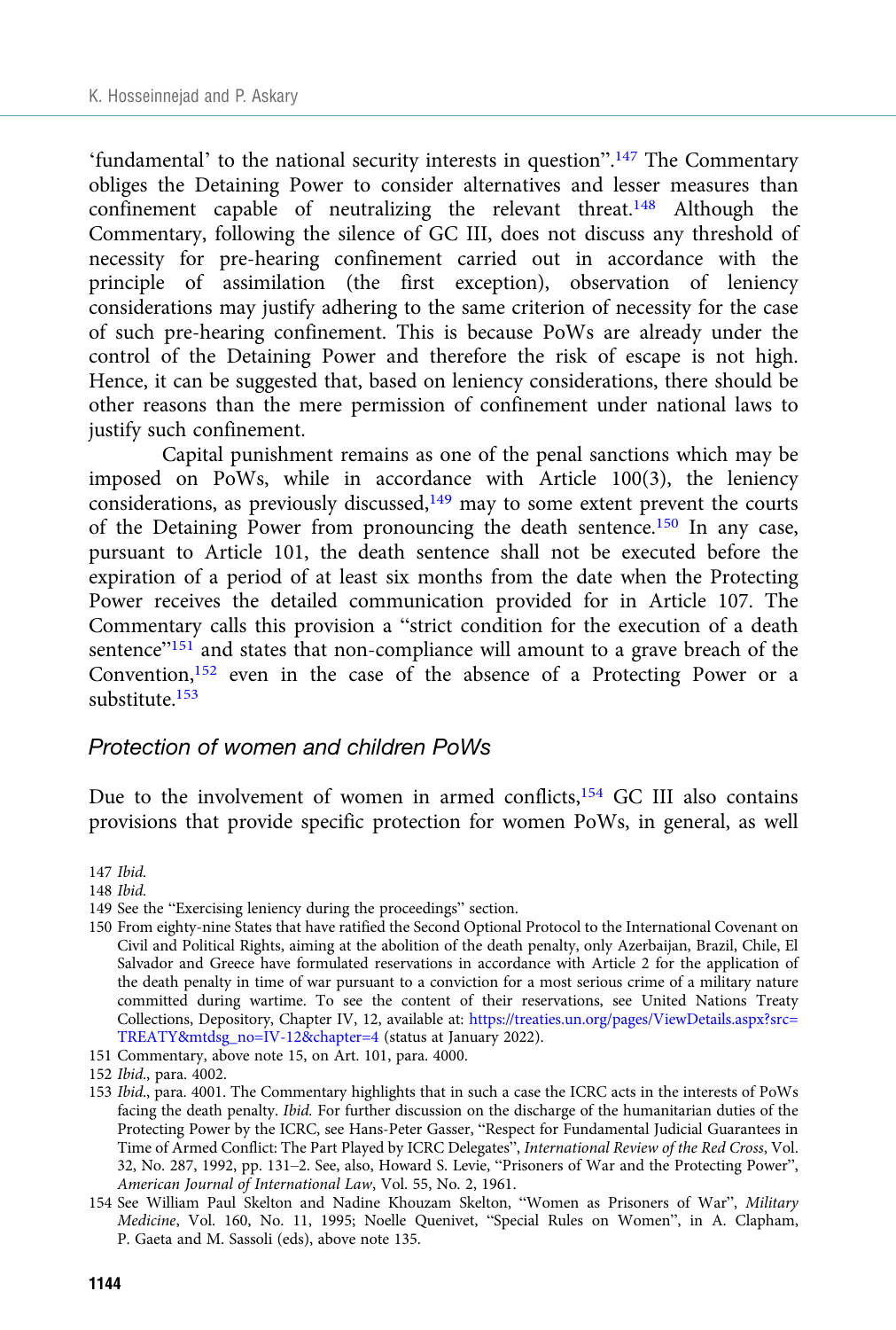'fundamental' to the national security interests in question".[147] The Commentary obliges the Detaining Power to consider alternatives and lesser measures than confinement capable of neutralizing the relevant threat.[148] Although the Commentary, following the silence of GC III, does not discuss any threshold of necessity for pre-hearing confinement carried out in accordance with the principle of assimilation (the first exception), observation of leniency considerations may justify adhering to the same criterion of necessity for the case of such pre-hearing confinement. This is because PoWs are already under the control of the Detaining Power and therefore the risk of escape is not high. Hence, it can be suggested that, based on leniency considerations, there should be other reasons than the mere permission of confinement under national laws to justify such confinement.

Capital punishment remains as one of the penal sanctions which may be imposed on PoWs, while in accordance with Article 100(3), the leniency considerations, as previously discussed,[149] may to some extent prevent the courts of the Detaining Power from pronouncing the death sentence.[150] In any case, pursuant to Article 101, the death sentence shall not be executed before the expiration of a period of at least six months from the date when the Protecting Power receives the detailed communication provided for in Article 107. The Commentary calls this provision a "strict condition for the execution of a death sentence"[151] and states that non-compliance will amount to a grave breach of the Convention,[152] even in the case of the absence of a Protecting Power or a substitute.[153]

### *Protection of women and children PoWs*

Due to the involvement of women in armed conflicts,[154] GC III also contains provisions that provide specific protection for women PoWs, in general, as well

147 *Ibid.*

148 *Ibid.*

149 See the "Exercising leniency during the proceedings" section.

150 From eighty-nine States that have ratified the Second Optional Protocol to the International Covenant on Civil and Political Rights, aiming at the abolition of the death penalty, only Azerbaijan, Brazil, Chile, El Salvador and Greece have formulated reservations in accordance with Article 2 for the application of the death penalty in time of war pursuant to a conviction for a most serious crime of a military nature committed during wartime. To see the content of their reservations, see United Nations Treaty Collections, Depository, Chapter IV, 12, available at: https://treaties.un.org/pages/ViewDetails.aspx?src=TREATY&mtdsg_no=IV-12&chapter=4 (status at January 2022).

151 Commentary, above note 15, on Art. 101, para. 4000.

152 *Ibid.*, para. 4002.

153 *Ibid.*, para. 4001. The Commentary highlights that in such a case the ICRC acts in the interests of PoWs facing the death penalty. *Ibid.* For further discussion on the discharge of the humanitarian duties of the Protecting Power by the ICRC, see Hans-Peter Gasser, "Respect for Fundamental Judicial Guarantees in Time of Armed Conflict: The Part Played by ICRC Delegates", *International Review of the Red Cross*, Vol. 32, No. 287, 1992, pp. 131–2. See, also, Howard S. Levie, "Prisoners of War and the Protecting Power", *American Journal of International Law*, Vol. 55, No. 2, 1961.

154 See William Paul Skelton and Nadine Khouzam Skelton, "Women as Prisoners of War", *Military Medicine*, Vol. 160, No. 11, 1995; Noelle Quenivet, "Special Rules on Women", in A. Clapham, P. Gaeta and M. Sassoli (eds), above note 135.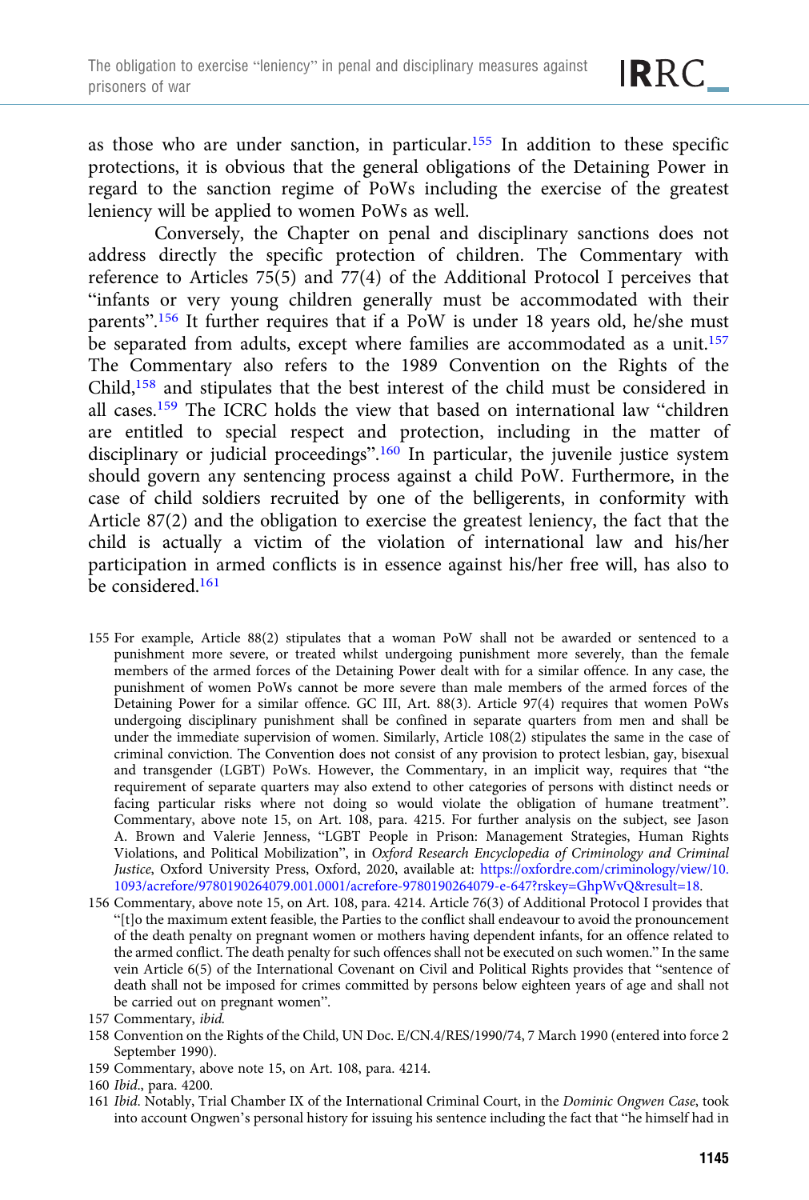as those who are under sanction, in particular.[155] In addition to these specific protections, it is obvious that the general obligations of the Detaining Power in regard to the sanction regime of PoWs including the exercise of the greatest leniency will be applied to women PoWs as well.

Conversely, the Chapter on penal and disciplinary sanctions does not address directly the specific protection of children. The Commentary with reference to Articles 75(5) and 77(4) of the Additional Protocol I perceives that "infants or very young children generally must be accommodated with their parents".[156] It further requires that if a PoW is under 18 years old, he/she must be separated from adults, except where families are accommodated as a unit.[157] The Commentary also refers to the 1989 Convention on the Rights of the Child,[158] and stipulates that the best interest of the child must be considered in all cases.[159] The ICRC holds the view that based on international law "children are entitled to special respect and protection, including in the matter of disciplinary or judicial proceedings".[160] In particular, the juvenile justice system should govern any sentencing process against a child PoW. Furthermore, in the case of child soldiers recruited by one of the belligerents, in conformity with Article 87(2) and the obligation to exercise the greatest leniency, the fact that the child is actually a victim of the violation of international law and his/her participation in armed conflicts is in essence against his/her free will, has also to be considered.[161]

155 For example, Article 88(2) stipulates that a woman PoW shall not be awarded or sentenced to a punishment more severe, or treated whilst undergoing punishment more severely, than the female members of the armed forces of the Detaining Power dealt with for a similar offence. In any case, the punishment of women PoWs cannot be more severe than male members of the armed forces of the Detaining Power for a similar offence. GC III, Art. 88(3). Article 97(4) requires that women PoWs undergoing disciplinary punishment shall be confined in separate quarters from men and shall be under the immediate supervision of women. Similarly, Article 108(2) stipulates the same in the case of criminal conviction. The Convention does not consist of any provision to protect lesbian, gay, bisexual and transgender (LGBT) PoWs. However, the Commentary, in an implicit way, requires that "the requirement of separate quarters may also extend to other categories of persons with distinct needs or facing particular risks where not doing so would violate the obligation of humane treatment". Commentary, above note 15, on Art. 108, para. 4215. For further analysis on the subject, see Jason A. Brown and Valerie Jenness, "LGBT People in Prison: Management Strategies, Human Rights Violations, and Political Mobilization", in *Oxford Research Encyclopedia of Criminology and Criminal Justice*, Oxford University Press, Oxford, 2020, available at: https://oxfordre.com/criminology/view/10.1093/acrefore/9780190264079.001.0001/acrefore-9780190264079-e-647?rskey=GhpWvQ&result=18.

156 Commentary, above note 15, on Art. 108, para. 4214. Article 76(3) of Additional Protocol I provides that "[t]o the maximum extent feasible, the Parties to the conflict shall endeavour to avoid the pronouncement of the death penalty on pregnant women or mothers having dependent infants, for an offence related to the armed conflict. The death penalty for such offences shall not be executed on such women." In the same vein Article 6(5) of the International Covenant on Civil and Political Rights provides that "sentence of death shall not be imposed for crimes committed by persons below eighteen years of age and shall not be carried out on pregnant women".

157 Commentary, *ibid.*

158 Convention on the Rights of the Child, UN Doc. E/CN.4/RES/1990/74, 7 March 1990 (entered into force 2 September 1990).

159 Commentary, above note 15, on Art. 108, para. 4214.

160 *Ibid.*, para. 4200.

161 *Ibid.* Notably, Trial Chamber IX of the International Criminal Court, in the *Dominic Ongwen Case*, took into account Ongwen's personal history for issuing his sentence including the fact that "he himself had in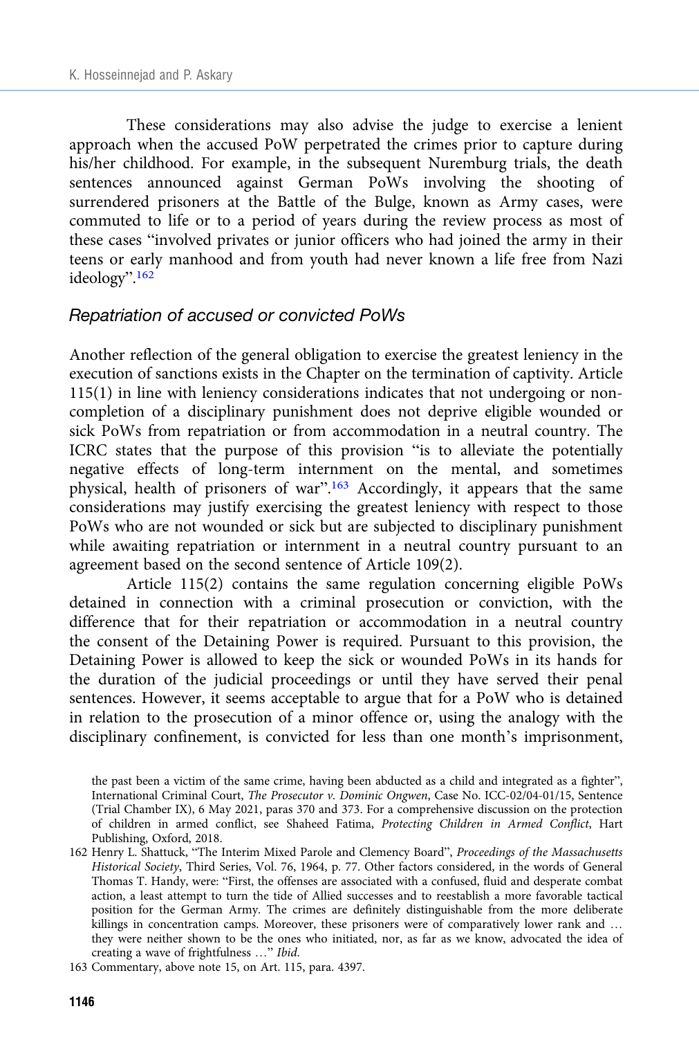These considerations may also advise the judge to exercise a lenient approach when the accused PoW perpetrated the crimes prior to capture during his/her childhood. For example, in the subsequent Nuremburg trials, the death sentences announced against German PoWs involving the shooting of surrendered prisoners at the Battle of the Bulge, known as Army cases, were commuted to life or to a period of years during the review process as most of these cases "involved privates or junior officers who had joined the army in their teens or early manhood and from youth had never known a life free from Nazi ideology".[162]

### *Repatriation of accused or convicted PoWs*

Another reflection of the general obligation to exercise the greatest leniency in the execution of sanctions exists in the Chapter on the termination of captivity. Article 115(1) in line with leniency considerations indicates that not undergoing or non-completion of a disciplinary punishment does not deprive eligible wounded or sick PoWs from repatriation or from accommodation in a neutral country. The ICRC states that the purpose of this provision "is to alleviate the potentially negative effects of long-term internment on the mental, and sometimes physical, health of prisoners of war".[163] Accordingly, it appears that the same considerations may justify exercising the greatest leniency with respect to those PoWs who are not wounded or sick but are subjected to disciplinary punishment while awaiting repatriation or internment in a neutral country pursuant to an agreement based on the second sentence of Article 109(2).

Article 115(2) contains the same regulation concerning eligible PoWs detained in connection with a criminal prosecution or conviction, with the difference that for their repatriation or accommodation in a neutral country the consent of the Detaining Power is required. Pursuant to this provision, the Detaining Power is allowed to keep the sick or wounded PoWs in its hands for the duration of the judicial proceedings or until they have served their penal sentences. However, it seems acceptable to argue that for a PoW who is detained in relation to the prosecution of a minor offence or, using the analogy with the disciplinary confinement, is convicted for less than one month's imprisonment,

---

the past been a victim of the same crime, having been abducted as a child and integrated as a fighter", International Criminal Court, *The Prosecutor v. Dominic Ongwen*, Case No. ICC-02/04-01/15, Sentence (Trial Chamber IX), 6 May 2021, paras 370 and 373. For a comprehensive discussion on the protection of children in armed conflict, see Shaheed Fatima, *Protecting Children in Armed Conflict*, Hart Publishing, Oxford, 2018.

162 Henry L. Shattuck, "The Interim Mixed Parole and Clemency Board", *Proceedings of the Massachusetts Historical Society*, Third Series, Vol. 76, 1964, p. 77. Other factors considered, in the words of General Thomas T. Handy, were: "First, the offenses are associated with a confused, fluid and desperate combat action, a least attempt to turn the tide of Allied successes and to reestablish a more favorable tactical position for the German Army. The crimes are definitely distinguishable from the more deliberate killings in concentration camps. Moreover, these prisoners were of comparatively lower rank and … they were neither shown to be the ones who initiated, nor, as far as we know, advocated the idea of creating a wave of frightfulness …" *Ibid.*

163 Commentary, above note 15, on Art. 115, para. 4397.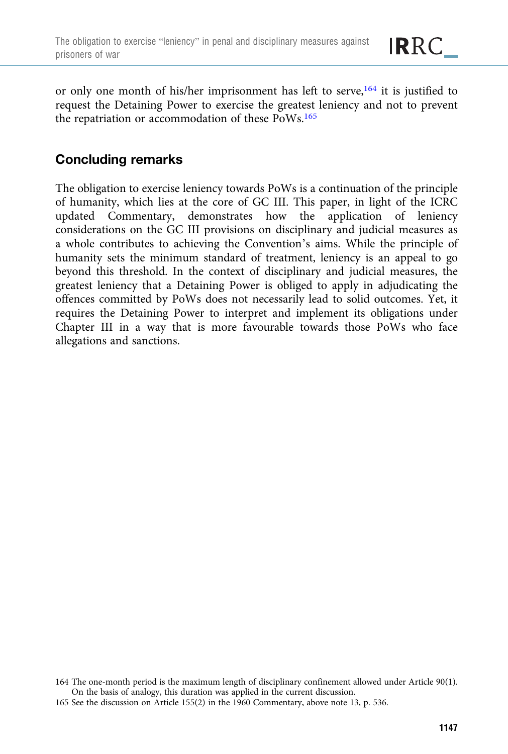or only one month of his/her imprisonment has left to serve,[164] it is justified to request the Detaining Power to exercise the greatest leniency and not to prevent the repatriation or accommodation of these PoWs.[165]

## Concluding remarks

The obligation to exercise leniency towards PoWs is a continuation of the principle of humanity, which lies at the core of GC III. This paper, in light of the ICRC updated Commentary, demonstrates how the application of leniency considerations on the GC III provisions on disciplinary and judicial measures as a whole contributes to achieving the Convention's aims. While the principle of humanity sets the minimum standard of treatment, leniency is an appeal to go beyond this threshold. In the context of disciplinary and judicial measures, the greatest leniency that a Detaining Power is obliged to apply in adjudicating the offences committed by PoWs does not necessarily lead to solid outcomes. Yet, it requires the Detaining Power to interpret and implement its obligations under Chapter III in a way that is more favourable towards those PoWs who face allegations and sanctions.

164 The one-month period is the maximum length of disciplinary confinement allowed under Article 90(1). On the basis of analogy, this duration was applied in the current discussion.

165 See the discussion on Article 155(2) in the 1960 Commentary, above note 13, p. 536.